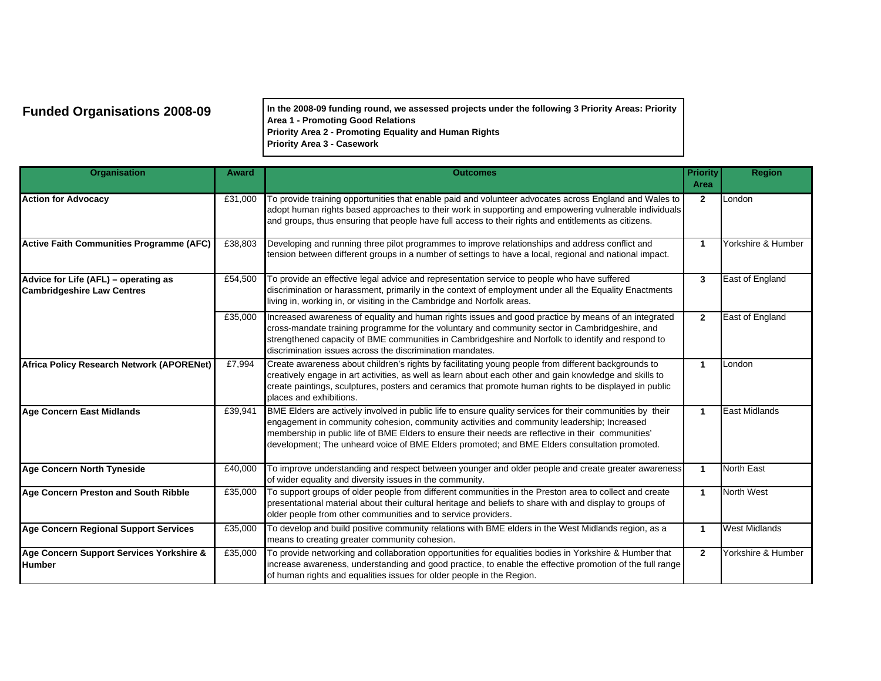# Funded Organisations 2008-09

**In the 2008-09 funding round, we assessed projects under the following 3 Priority Areas: Priority Area 1 - Promoting Good Relations**
**Priority Area 2 - Promoting Equality and Human Rights**
**Priority Area 3 - Casework**

| Organisation | Award | Outcomes | Priority Area | Region |
|---|---|---|---|---|
| **Action for Advocacy** | £31,000 | To provide training opportunities that enable paid and volunteer advocates across England and Wales to adopt human rights based approaches to their work in supporting and empowering vulnerable individuals and groups, thus ensuring that people have full access to their rights and entitlements as citizens. | 2 | London |
| **Active Faith Communities Programme (AFC)** | £38,803 | Developing and running three pilot programmes to improve relationships and address conflict and tension between different groups in a number of settings to have a local, regional and national impact. | 1 | Yorkshire & Humber |
| **Advice for Life (AFL) – operating as Cambridgeshire Law Centres** | £54,500 | To provide an effective legal advice and representation service to people who have suffered discrimination or harassment, primarily in the context of employment under all the Equality Enactments living in, working in, or visiting in the Cambridge and Norfolk areas. | 3 | East of England |
| | £35,000 | Increased awareness of equality and human rights issues and good practice by means of an integrated cross-mandate training programme for the voluntary and community sector in Cambridgeshire, and strengthened capacity of BME communities in Cambridgeshire and Norfolk to identify and respond to discrimination issues across the discrimination mandates. | 2 | East of England |
| **Africa Policy Research Network (APORENet)** | £7,994 | Create awareness about children's rights by facilitating young people from different backgrounds to creatively engage in art activities, as well as learn about each other and gain knowledge and skills to create paintings, sculptures, posters and ceramics that promote human rights to be displayed in public places and exhibitions. | 1 | London |
| **Age Concern East Midlands** | £39,941 | BME Elders are actively involved in public life to ensure quality services for their communities by their engagement in community cohesion, community activities and community leadership; Increased membership in public life of BME Elders to ensure their needs are reflective in their communities' development; The unheard voice of BME Elders promoted; and BME Elders consultation promoted. | 1 | East Midlands |
| **Age Concern North Tyneside** | £40,000 | To improve understanding and respect between younger and older people and create greater awareness of wider equality and diversity issues in the community. | 1 | North East |
| **Age Concern Preston and South Ribble** | £35,000 | To support groups of older people from different communities in the Preston area to collect and create presentational material about their cultural heritage and beliefs to share with and display to groups of older people from other communities and to service providers. | 1 | North West |
| **Age Concern Regional Support Services** | £35,000 | To develop and build positive community relations with BME elders in the West Midlands region, as a means to creating greater community cohesion. | 1 | West Midlands |
| **Age Concern Support Services Yorkshire & Humber** | £35,000 | To provide networking and collaboration opportunities for equalities bodies in Yorkshire & Humber that increase awareness, understanding and good practice, to enable the effective promotion of the full range of human rights and equalities issues for older people in the Region. | 2 | Yorkshire & Humber |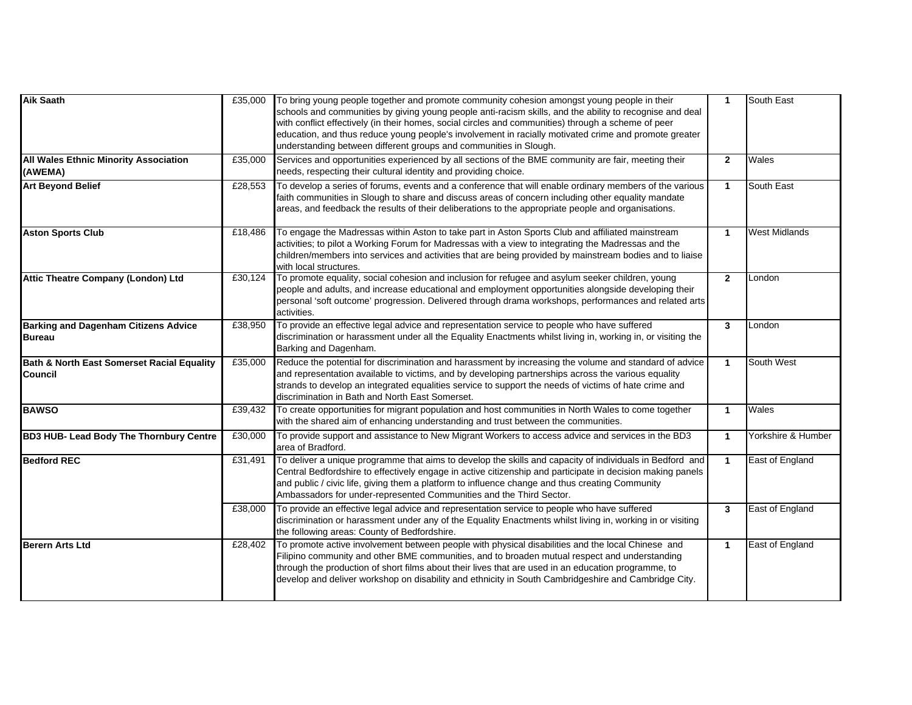| | | | | |
|---|---|---|---|---|
| **Aik Saath** | £35,000 | To bring young people together and promote community cohesion amongst young people in their schools and communities by giving young people anti-racism skills, and the ability to recognise and deal with conflict effectively (in their homes, social circles and communities) through a scheme of peer education, and thus reduce young people's involvement in racially motivated crime and promote greater understanding between different groups and communities in Slough. | 1 | South East |
| **All Wales Ethnic Minority Association (AWEMA)** | £35,000 | Services and opportunities experienced by all sections of the BME community are fair, meeting their needs, respecting their cultural identity and providing choice. | 2 | Wales |
| **Art Beyond Belief** | £28,553 | To develop a series of forums, events and a conference that will enable ordinary members of the various faith communities in Slough to share and discuss areas of concern including other equality mandate areas, and feedback the results of their deliberations to the appropriate people and organisations. | 1 | South East |
| **Aston Sports Club** | £18,486 | To engage the Madressas within Aston to take part in Aston Sports Club and affiliated mainstream activities; to pilot a Working Forum for Madressas with a view to integrating the Madressas and the children/members into services and activities that are being provided by mainstream bodies and to liaise with local structures. | 1 | West Midlands |
| **Attic Theatre Company (London) Ltd** | £30,124 | To promote equality, social cohesion and inclusion for refugee and asylum seeker children, young people and adults, and increase educational and employment opportunities alongside developing their personal 'soft outcome' progression. Delivered through drama workshops, performances and related arts activities. | 2 | London |
| **Barking and Dagenham Citizens Advice Bureau** | £38,950 | To provide an effective legal advice and representation service to people who have suffered discrimination or harassment under all the Equality Enactments whilst living in, working in, or visiting the Barking and Dagenham. | 3 | London |
| **Bath & North East Somerset Racial Equality Council** | £35,000 | Reduce the potential for discrimination and harassment by increasing the volume and standard of advice and representation available to victims, and by developing partnerships across the various equality strands to develop an integrated equalities service to support the needs of victims of hate crime and discrimination in Bath and North East Somerset. | 1 | South West |
| **BAWSO** | £39,432 | To create opportunities for migrant population and host communities in North Wales to come together with the shared aim of enhancing understanding and trust between the communities. | 1 | Wales |
| **BD3 HUB- Lead Body The Thornbury Centre** | £30,000 | To provide support and assistance to New Migrant Workers to access advice and services in the BD3 area of Bradford. | 1 | Yorkshire & Humber |
| **Bedford REC** | £31,491 | To deliver a unique programme that aims to develop the skills and capacity of individuals in Bedford and Central Bedfordshire to effectively engage in active citizenship and participate in decision making panels and public / civic life, giving them a platform to influence change and thus creating Community Ambassadors for under-represented Communities and the Third Sector. | 1 | East of England |
| | £38,000 | To provide an effective legal advice and representation service to people who have suffered discrimination or harassment under any of the Equality Enactments whilst living in, working in or visiting the following areas: County of Bedfordshire. | 3 | East of England |
| **Berern Arts Ltd** | £28,402 | To promote active involvement between people with physical disabilities and the local Chinese and Filipino community and other BME communities, and to broaden mutual respect and understanding through the production of short films about their lives that are used in an education programme, to develop and deliver workshop on disability and ethnicity in South Cambridgeshire and Cambridge City. | 1 | East of England |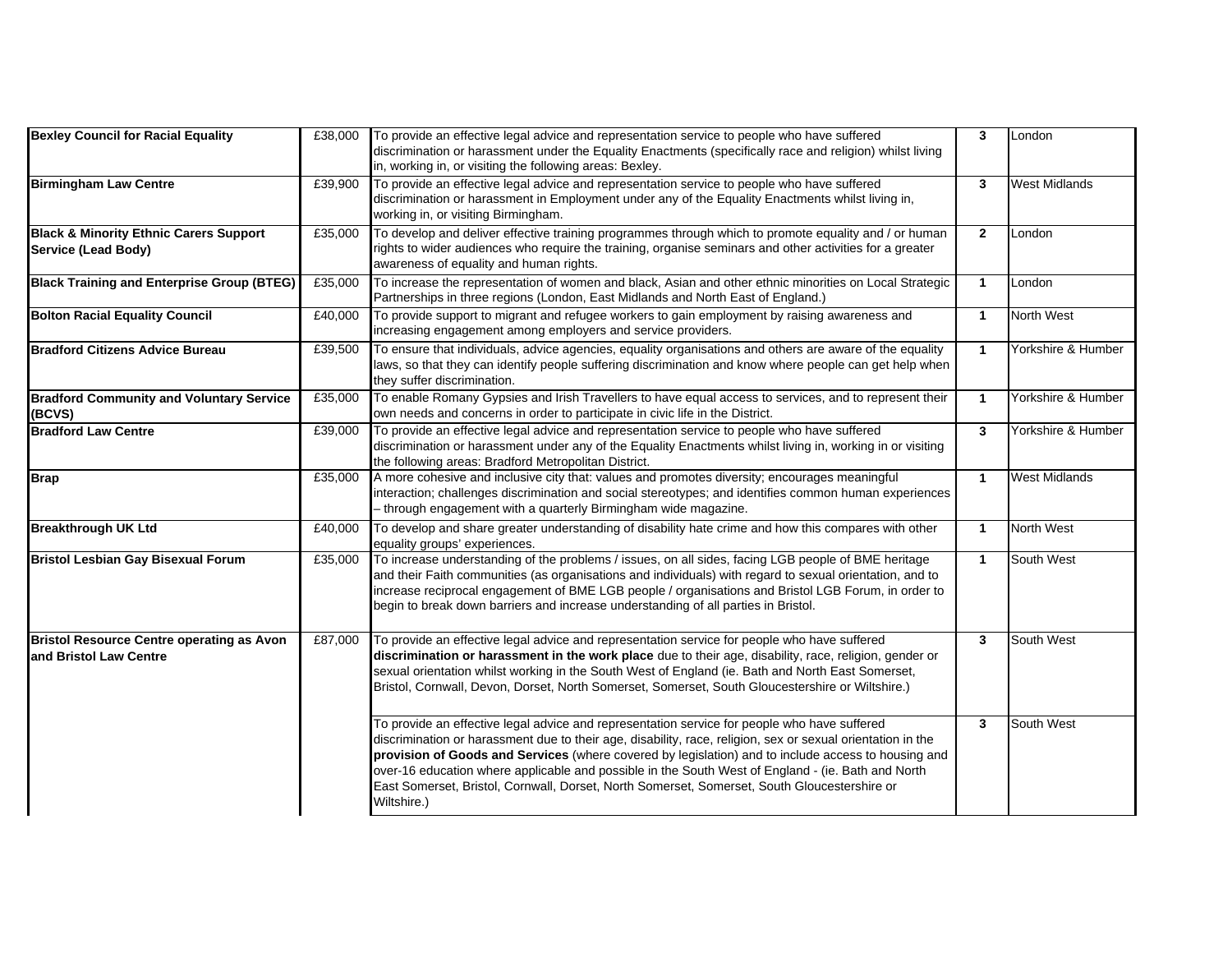| | | | | |
|---|---|---|---|---|
| **Bexley Council for Racial Equality** | £38,000 | To provide an effective legal advice and representation service to people who have suffered discrimination or harassment under the Equality Enactments (specifically race and religion) whilst living in, working in, or visiting the following areas: Bexley. | **3** | London |
| **Birmingham Law Centre** | £39,900 | To provide an effective legal advice and representation service to people who have suffered discrimination or harassment in Employment under any of the Equality Enactments whilst living in, working in, or visiting Birmingham. | **3** | West Midlands |
| **Black & Minority Ethnic Carers Support Service (Lead Body)** | £35,000 | To develop and deliver effective training programmes through which to promote equality and / or human rights to wider audiences who require the training, organise seminars and other activities for a greater awareness of equality and human rights. | **2** | London |
| **Black Training and Enterprise Group (BTEG)** | £35,000 | To increase the representation of women and black, Asian and other ethnic minorities on Local Strategic Partnerships in three regions (London, East Midlands and North East of England.) | **1** | London |
| **Bolton Racial Equality Council** | £40,000 | To provide support to migrant and refugee workers to gain employment by raising awareness and increasing engagement among employers and service providers. | **1** | North West |
| **Bradford Citizens Advice Bureau** | £39,500 | To ensure that individuals, advice agencies, equality organisations and others are aware of the equality laws, so that they can identify people suffering discrimination and know where people can get help when they suffer discrimination. | **1** | Yorkshire & Humber |
| **Bradford Community and Voluntary Service (BCVS)** | £35,000 | To enable Romany Gypsies and Irish Travellers to have equal access to services, and to represent their own needs and concerns in order to participate in civic life in the District. | **1** | Yorkshire & Humber |
| **Bradford Law Centre** | £39,000 | To provide an effective legal advice and representation service to people who have suffered discrimination or harassment under any of the Equality Enactments whilst living in, working in or visiting the following areas: Bradford Metropolitan District. | **3** | Yorkshire & Humber |
| **Brap** | £35,000 | A more cohesive and inclusive city that: values and promotes diversity; encourages meaningful interaction; challenges discrimination and social stereotypes; and identifies common human experiences – through engagement with a quarterly Birmingham wide magazine. | **1** | West Midlands |
| **Breakthrough UK Ltd** | £40,000 | To develop and share greater understanding of disability hate crime and how this compares with other equality groups' experiences. | **1** | North West |
| **Bristol Lesbian Gay Bisexual Forum** | £35,000 | To increase understanding of the problems / issues, on all sides, facing LGB people of BME heritage and their Faith communities (as organisations and individuals) with regard to sexual orientation, and to increase reciprocal engagement of BME LGB people / organisations and Bristol LGB Forum, in order to begin to break down barriers and increase understanding of all parties in Bristol. | **1** | South West |
| **Bristol Resource Centre operating as Avon and Bristol Law Centre** | £87,000 | To provide an effective legal advice and representation service for people who have suffered **discrimination or harassment in the work place** due to their age, disability, race, religion, gender or sexual orientation whilst working in the South West of England (ie. Bath and North East Somerset, Bristol, Cornwall, Devon, Dorset, North Somerset, Somerset, South Gloucestershire or Wiltshire.) | **3** | South West |
| | | To provide an effective legal advice and representation service for people who have suffered discrimination or harassment due to their age, disability, race, religion, sex or sexual orientation in the **provision of Goods and Services** (where covered by legislation) and to include access to housing and over-16 education where applicable and possible in the South West of England - (ie. Bath and North East Somerset, Bristol, Cornwall, Dorset, North Somerset, Somerset, South Gloucestershire or Wiltshire.) | **3** | South West |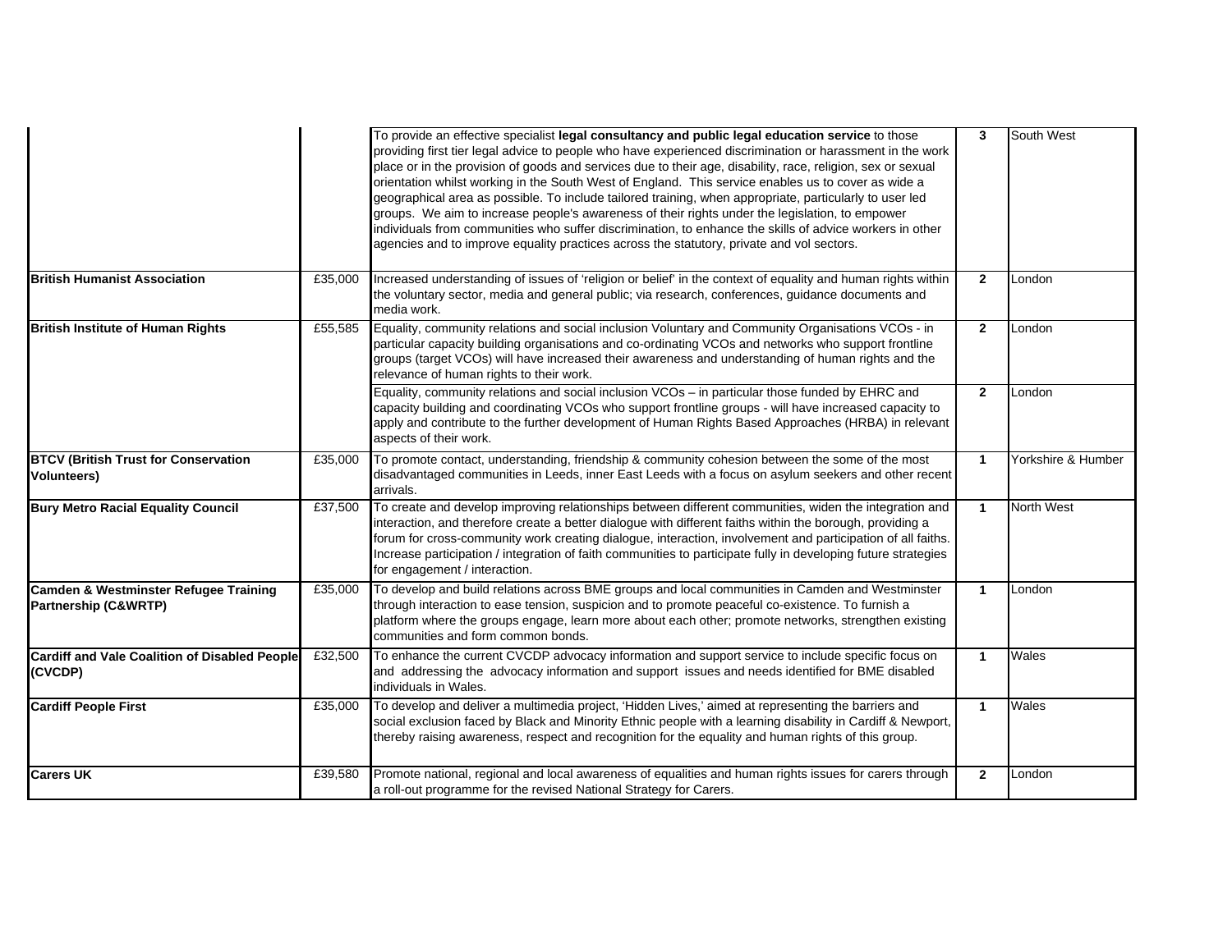| | | | | |
|---|---|---|---|---|
| | | To provide an effective specialist **legal consultancy and public legal education service** to those providing first tier legal advice to people who have experienced discrimination or harassment in the work place or in the provision of goods and services due to their age, disability, race, religion, sex or sexual orientation whilst working in the South West of England. This service enables us to cover as wide a geographical area as possible. To include tailored training, when appropriate, particularly to user led groups. We aim to increase people's awareness of their rights under the legislation, to empower individuals from communities who suffer discrimination, to enhance the skills of advice workers in other agencies and to improve equality practices across the statutory, private and vol sectors. | **3** | South West |
| **British Humanist Association** | £35,000 | Increased understanding of issues of 'religion or belief' in the context of equality and human rights within the voluntary sector, media and general public; via research, conferences, guidance documents and media work. | **2** | London |
| **British Institute of Human Rights** | £55,585 | Equality, community relations and social inclusion Voluntary and Community Organisations VCOs - in particular capacity building organisations and co-ordinating VCOs and networks who support frontline groups (target VCOs) will have increased their awareness and understanding of human rights and the relevance of human rights to their work. | **2** | London |
| | | Equality, community relations and social inclusion VCOs – in particular those funded by EHRC and capacity building and coordinating VCOs who support frontline groups - will have increased capacity to apply and contribute to the further development of Human Rights Based Approaches (HRBA) in relevant aspects of their work. | **2** | London |
| **BTCV (British Trust for Conservation Volunteers)** | £35,000 | To promote contact, understanding, friendship & community cohesion between the some of the most disadvantaged communities in Leeds, inner East Leeds with a focus on asylum seekers and other recent arrivals. | **1** | Yorkshire & Humber |
| **Bury Metro Racial Equality Council** | £37,500 | To create and develop improving relationships between different communities, widen the integration and interaction, and therefore create a better dialogue with different faiths within the borough, providing a forum for cross-community work creating dialogue, interaction, involvement and participation of all faiths. Increase participation / integration of faith communities to participate fully in developing future strategies for engagement / interaction. | **1** | North West |
| **Camden & Westminster Refugee Training Partnership (C&WRTP)** | £35,000 | To develop and build relations across BME groups and local communities in Camden and Westminster through interaction to ease tension, suspicion and to promote peaceful co-existence. To furnish a platform where the groups engage, learn more about each other; promote networks, strengthen existing communities and form common bonds. | **1** | London |
| **Cardiff and Vale Coalition of Disabled People (CVCDP)** | £32,500 | To enhance the current CVCDP advocacy information and support service to include specific focus on and addressing the advocacy information and support issues and needs identified for BME disabled individuals in Wales. | **1** | Wales |
| **Cardiff People First** | £35,000 | To develop and deliver a multimedia project, 'Hidden Lives,' aimed at representing the barriers and social exclusion faced by Black and Minority Ethnic people with a learning disability in Cardiff & Newport, thereby raising awareness, respect and recognition for the equality and human rights of this group. | **1** | Wales |
| **Carers UK** | £39,580 | Promote national, regional and local awareness of equalities and human rights issues for carers through a roll-out programme for the revised National Strategy for Carers. | **2** | London |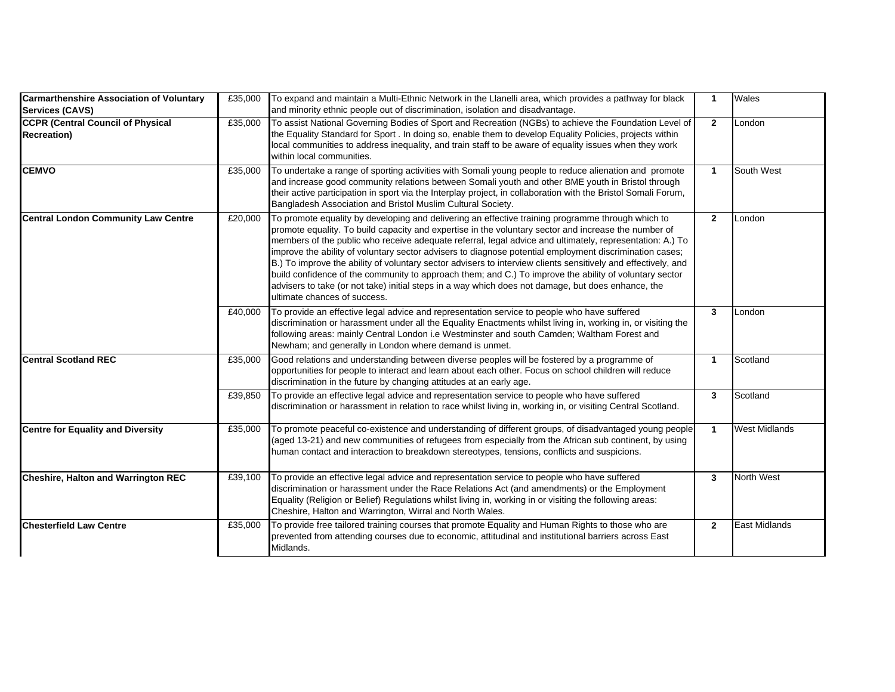| | | | | |
|---|---|---|---|---|
| **Carmarthenshire Association of Voluntary Services (CAVS)** | £35,000 | To expand and maintain a Multi-Ethnic Network in the Llanelli area, which provides a pathway for black and minority ethnic people out of discrimination, isolation and disadvantage. | **1** | Wales |
| **CCPR (Central Council of Physical Recreation)** | £35,000 | To assist National Governing Bodies of Sport and Recreation (NGBs) to achieve the Foundation Level of the Equality Standard for Sport . In doing so, enable them to develop Equality Policies, projects within local communities to address inequality, and train staff to be aware of equality issues when they work within local communities. | **2** | London |
| **CEMVO** | £35,000 | To undertake a range of sporting activities with Somali young people to reduce alienation and promote and increase good community relations between Somali youth and other BME youth in Bristol through their active participation in sport via the Interplay project, in collaboration with the Bristol Somali Forum, Bangladesh Association and Bristol Muslim Cultural Society. | **1** | South West |
| **Central London Community Law Centre** | £20,000 | To promote equality by developing and delivering an effective training programme through which to promote equality. To build capacity and expertise in the voluntary sector and increase the number of members of the public who receive adequate referral, legal advice and ultimately, representation: A.) To improve the ability of voluntary sector advisers to diagnose potential employment discrimination cases; B.) To improve the ability of voluntary sector advisers to interview clients sensitively and effectively, and build confidence of the community to approach them; and C.) To improve the ability of voluntary sector advisers to take (or not take) initial steps in a way which does not damage, but does enhance, the ultimate chances of success. | **2** | London |
| | £40,000 | To provide an effective legal advice and representation service to people who have suffered discrimination or harassment under all the Equality Enactments whilst living in, working in, or visiting the following areas: mainly Central London i.e Westminster and south Camden; Waltham Forest and Newham; and generally in London where demand is unmet. | **3** | London |
| **Central Scotland REC** | £35,000 | Good relations and understanding between diverse peoples will be fostered by a programme of opportunities for people to interact and learn about each other. Focus on school children will reduce discrimination in the future by changing attitudes at an early age. | **1** | Scotland |
| | £39,850 | To provide an effective legal advice and representation service to people who have suffered discrimination or harassment in relation to race whilst living in, working in, or visiting Central Scotland. | **3** | Scotland |
| **Centre for Equality and Diversity** | £35,000 | To promote peaceful co-existence and understanding of different groups, of disadvantaged young people (aged 13-21) and new communities of refugees from especially from the African sub continent, by using human contact and interaction to breakdown stereotypes, tensions, conflicts and suspicions. | **1** | West Midlands |
| **Cheshire, Halton and Warrington REC** | £39,100 | To provide an effective legal advice and representation service to people who have suffered discrimination or harassment under the Race Relations Act (and amendments) or the Employment Equality (Religion or Belief) Regulations whilst living in, working in or visiting the following areas: Cheshire, Halton and Warrington, Wirral and North Wales. | **3** | North West |
| **Chesterfield Law Centre** | £35,000 | To provide free tailored training courses that promote Equality and Human Rights to those who are prevented from attending courses due to economic, attitudinal and institutional barriers across East Midlands. | **2** | East Midlands |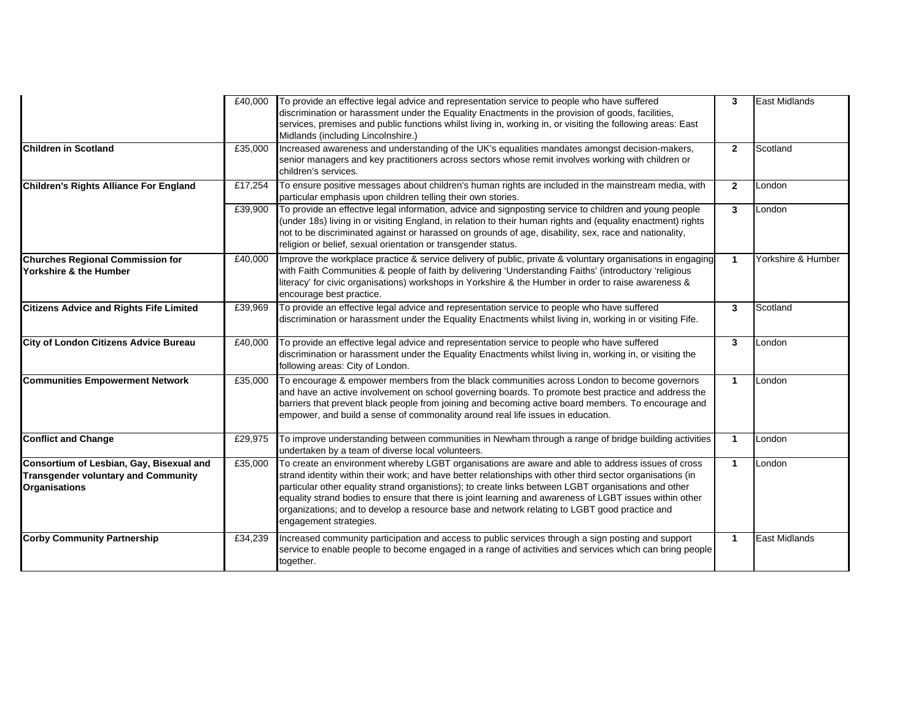| | | | | |
|---|---|---|---|---|
| | £40,000 | To provide an effective legal advice and representation service to people who have suffered discrimination or harassment under the Equality Enactments in the provision of goods, facilities, services, premises and public functions whilst living in, working in, or visiting the following areas: East Midlands (including Lincolnshire.) | **3** | East Midlands |
| **Children in Scotland** | £35,000 | Increased awareness and understanding of the UK's equalities mandates amongst decision-makers, senior managers and key practitioners across sectors whose remit involves working with children or children's services. | **2** | Scotland |
| **Children's Rights Alliance For England** | £17,254 | To ensure positive messages about children's human rights are included in the mainstream media, with particular emphasis upon children telling their own stories. | **2** | London |
| | £39,900 | To provide an effective legal information, advice and signposting service to children and young people (under 18s) living in or visiting England, in relation to their human rights and (equality enactment) rights not to be discriminated against or harassed on grounds of age, disability, sex, race and nationality, religion or belief, sexual orientation or transgender status. | **3** | London |
| **Churches Regional Commission for Yorkshire & the Humber** | £40,000 | Improve the workplace practice & service delivery of public, private & voluntary organisations in engaging with Faith Communities & people of faith by delivering 'Understanding Faiths' (introductory 'religious literacy' for civic organisations) workshops in Yorkshire & the Humber in order to raise awareness & encourage best practice. | **1** | Yorkshire & Humber |
| **Citizens Advice and Rights Fife Limited** | £39,969 | To provide an effective legal advice and representation service to people who have suffered discrimination or harassment under the Equality Enactments whilst living in, working in or visiting Fife. | **3** | Scotland |
| **City of London Citizens Advice Bureau** | £40,000 | To provide an effective legal advice and representation service to people who have suffered discrimination or harassment under the Equality Enactments whilst living in, working in, or visiting the following areas: City of London. | **3** | London |
| **Communities Empowerment Network** | £35,000 | To encourage & empower members from the black communities across London to become governors and have an active involvement on school governing boards. To promote best practice and address the barriers that prevent black people from joining and becoming active board members. To encourage and empower, and build a sense of commonality around real life issues in education. | **1** | London |
| **Conflict and Change** | £29,975 | To improve understanding between communities in Newham through a range of bridge building activities undertaken by a team of diverse local volunteers. | **1** | London |
| **Consortium of Lesbian, Gay, Bisexual and Transgender voluntary and Community Organisations** | £35,000 | To create an environment whereby LGBT organisations are aware and able to address issues of cross strand identity within their work; and have better relationships with other third sector organisations (in particular other equality strand organistions); to create links between LGBT organisations and other equality strand bodies to ensure that there is joint learning and awareness of LGBT issues within other organizations; and to develop a resource base and network relating to LGBT good practice and engagement strategies. | **1** | London |
| **Corby Community Partnership** | £34,239 | Increased community participation and access to public services through a sign posting and support service to enable people to become engaged in a range of activities and services which can bring people together. | **1** | East Midlands |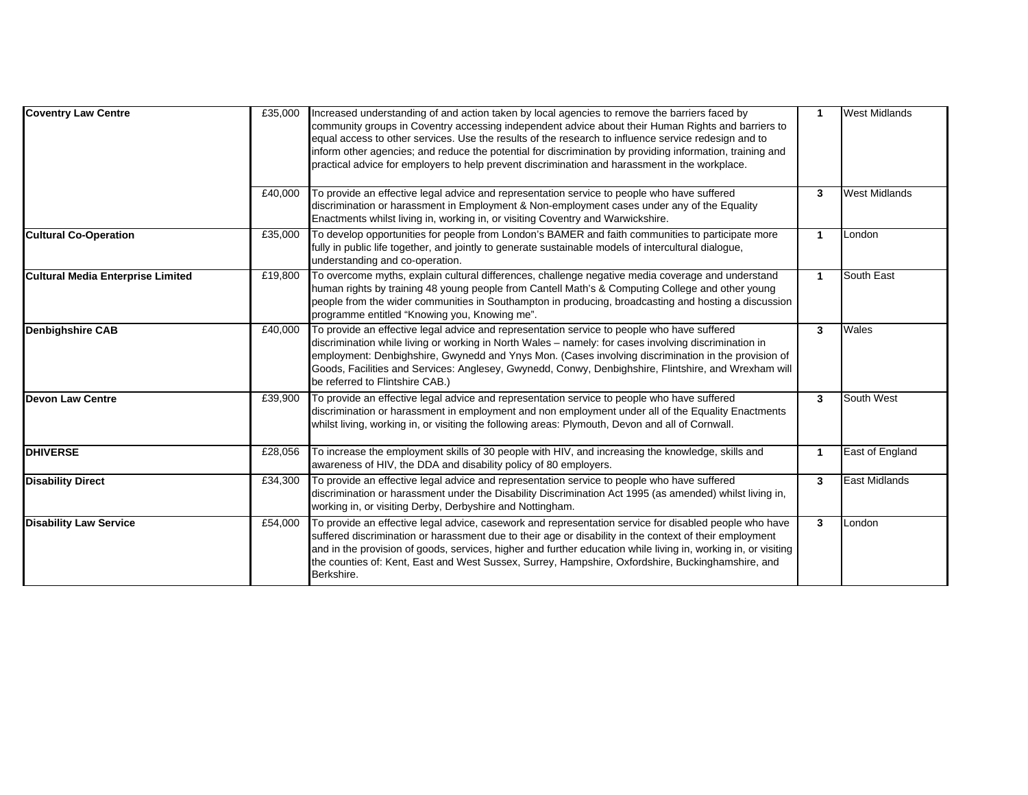| | | | | |
|---|---|---|---|---|
| **Coventry Law Centre** | £35,000 | Increased understanding of and action taken by local agencies to remove the barriers faced by community groups in Coventry accessing independent advice about their Human Rights and barriers to equal access to other services. Use the results of the research to influence service redesign and to inform other agencies; and reduce the potential for discrimination by providing information, training and practical advice for employers to help prevent discrimination and harassment in the workplace. | **1** | West Midlands |
| | £40,000 | To provide an effective legal advice and representation service to people who have suffered discrimination or harassment in Employment & Non-employment cases under any of the Equality Enactments whilst living in, working in, or visiting Coventry and Warwickshire. | **3** | West Midlands |
| **Cultural Co-Operation** | £35,000 | To develop opportunities for people from London's BAMER and faith communities to participate more fully in public life together, and jointly to generate sustainable models of intercultural dialogue, understanding and co-operation. | **1** | London |
| **Cultural Media Enterprise Limited** | £19,800 | To overcome myths, explain cultural differences, challenge negative media coverage and understand human rights by training 48 young people from Cantell Math's & Computing College and other young people from the wider communities in Southampton in producing, broadcasting and hosting a discussion programme entitled "Knowing you, Knowing me". | **1** | South East |
| **Denbighshire CAB** | £40,000 | To provide an effective legal advice and representation service to people who have suffered discrimination while living or working in North Wales – namely: for cases involving discrimination in employment: Denbighshire, Gwynedd and Ynys Mon. (Cases involving discrimination in the provision of Goods, Facilities and Services: Anglesey, Gwynedd, Conwy, Denbighshire, Flintshire, and Wrexham will be referred to Flintshire CAB.) | **3** | Wales |
| **Devon Law Centre** | £39,900 | To provide an effective legal advice and representation service to people who have suffered discrimination or harassment in employment and non employment under all of the Equality Enactments whilst living, working in, or visiting the following areas: Plymouth, Devon and all of Cornwall. | **3** | South West |
| **DHIVERSE** | £28,056 | To increase the employment skills of 30 people with HIV, and increasing the knowledge, skills and awareness of HIV, the DDA and disability policy of 80 employers. | **1** | East of England |
| **Disability Direct** | £34,300 | To provide an effective legal advice and representation service to people who have suffered discrimination or harassment under the Disability Discrimination Act 1995 (as amended) whilst living in, working in, or visiting Derby, Derbyshire and Nottingham. | **3** | East Midlands |
| **Disability Law Service** | £54,000 | To provide an effective legal advice, casework and representation service for disabled people who have suffered discrimination or harassment due to their age or disability in the context of their employment and in the provision of goods, services, higher and further education while living in, working in, or visiting the counties of: Kent, East and West Sussex, Surrey, Hampshire, Oxfordshire, Buckinghamshire, and Berkshire. | **3** | London |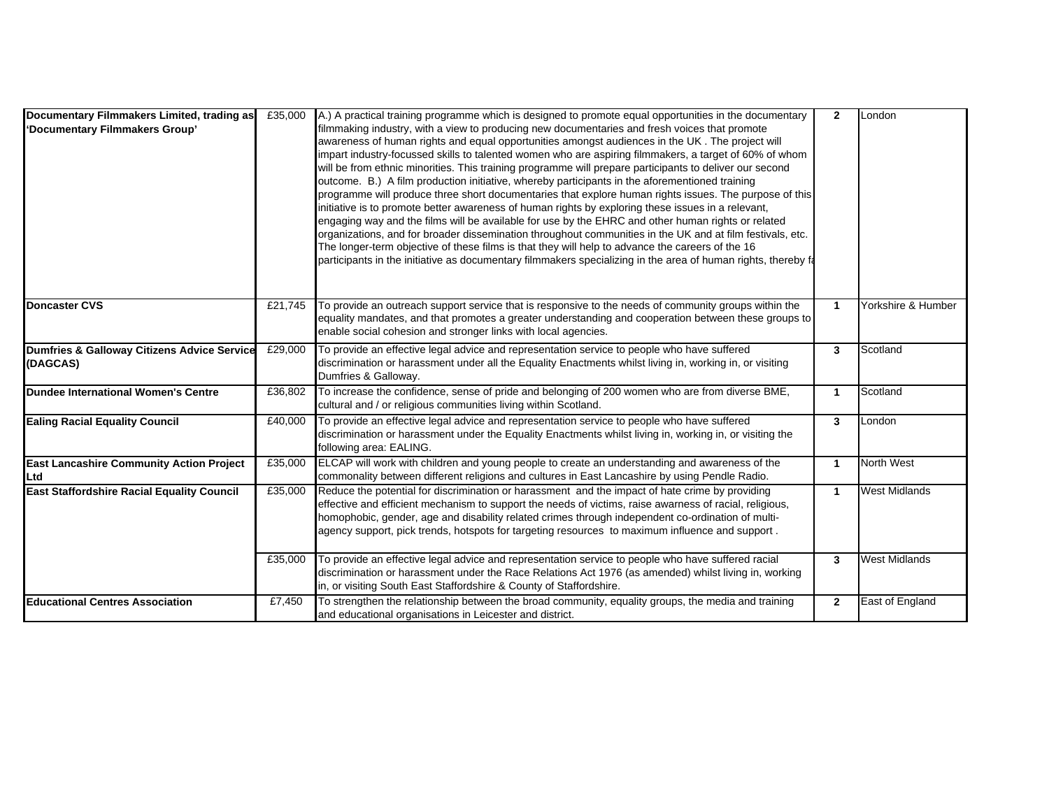| Organisation | Amount | Description | | Region |
|---|---|---|---|---|
| **Documentary Filmmakers Limited, trading as 'Documentary Filmmakers Group'** | £35,000 | A.) A practical training programme which is designed to promote equal opportunities in the documentary filmmaking industry, with a view to producing new documentaries and fresh voices that promote awareness of human rights and equal opportunities amongst audiences in the UK . The project will impart industry-focussed skills to talented women who are aspiring filmmakers, a target of 60% of whom will be from ethnic minorities. This training programme will prepare participants to deliver our second outcome. B.) A film production initiative, whereby participants in the aforementioned training programme will produce three short documentaries that explore human rights issues. The purpose of this initiative is to promote better awareness of human rights by exploring these issues in a relevant, engaging way and the films will be available for use by the EHRC and other human rights or related organizations, and for broader dissemination throughout communities in the UK and at film festivals, etc. The longer-term objective of these films is that they will help to advance the careers of the 16 participants in the initiative as documentary filmmakers specializing in the area of human rights, thereby fa | **2** | London |
| **Doncaster CVS** | £21,745 | To provide an outreach support service that is responsive to the needs of community groups within the equality mandates, and that promotes a greater understanding and cooperation between these groups to enable social cohesion and stronger links with local agencies. | **1** | Yorkshire & Humber |
| **Dumfries & Galloway Citizens Advice Service (DAGCAS)** | £29,000 | To provide an effective legal advice and representation service to people who have suffered discrimination or harassment under all the Equality Enactments whilst living in, working in, or visiting Dumfries & Galloway. | **3** | Scotland |
| **Dundee International Women's Centre** | £36,802 | To increase the confidence, sense of pride and belonging of 200 women who are from diverse BME, cultural and / or religious communities living within Scotland. | **1** | Scotland |
| **Ealing Racial Equality Council** | £40,000 | To provide an effective legal advice and representation service to people who have suffered discrimination or harassment under the Equality Enactments whilst living in, working in, or visiting the following area: EALING. | **3** | London |
| **East Lancashire Community Action Project Ltd** | £35,000 | ELCAP will work with children and young people to create an understanding and awareness of the commonality between different religions and cultures in East Lancashire by using Pendle Radio. | **1** | North West |
| **East Staffordshire Racial Equality Council** | £35,000 | Reduce the potential for discrimination or harassment and the impact of hate crime by providing effective and efficient mechanism to support the needs of victims, raise awarness of racial, religious, homophobic, gender, age and disability related crimes through independent co-ordination of multi-agency support, pick trends, hotspots for targeting resources to maximum influence and support . | **1** | West Midlands |
| | £35,000 | To provide an effective legal advice and representation service to people who have suffered racial discrimination or harassment under the Race Relations Act 1976 (as amended) whilst living in, working in, or visiting South East Staffordshire & County of Staffordshire. | **3** | West Midlands |
| **Educational Centres Association** | £7,450 | To strengthen the relationship between the broad community, equality groups, the media and training and educational organisations in Leicester and district. | **2** | East of England |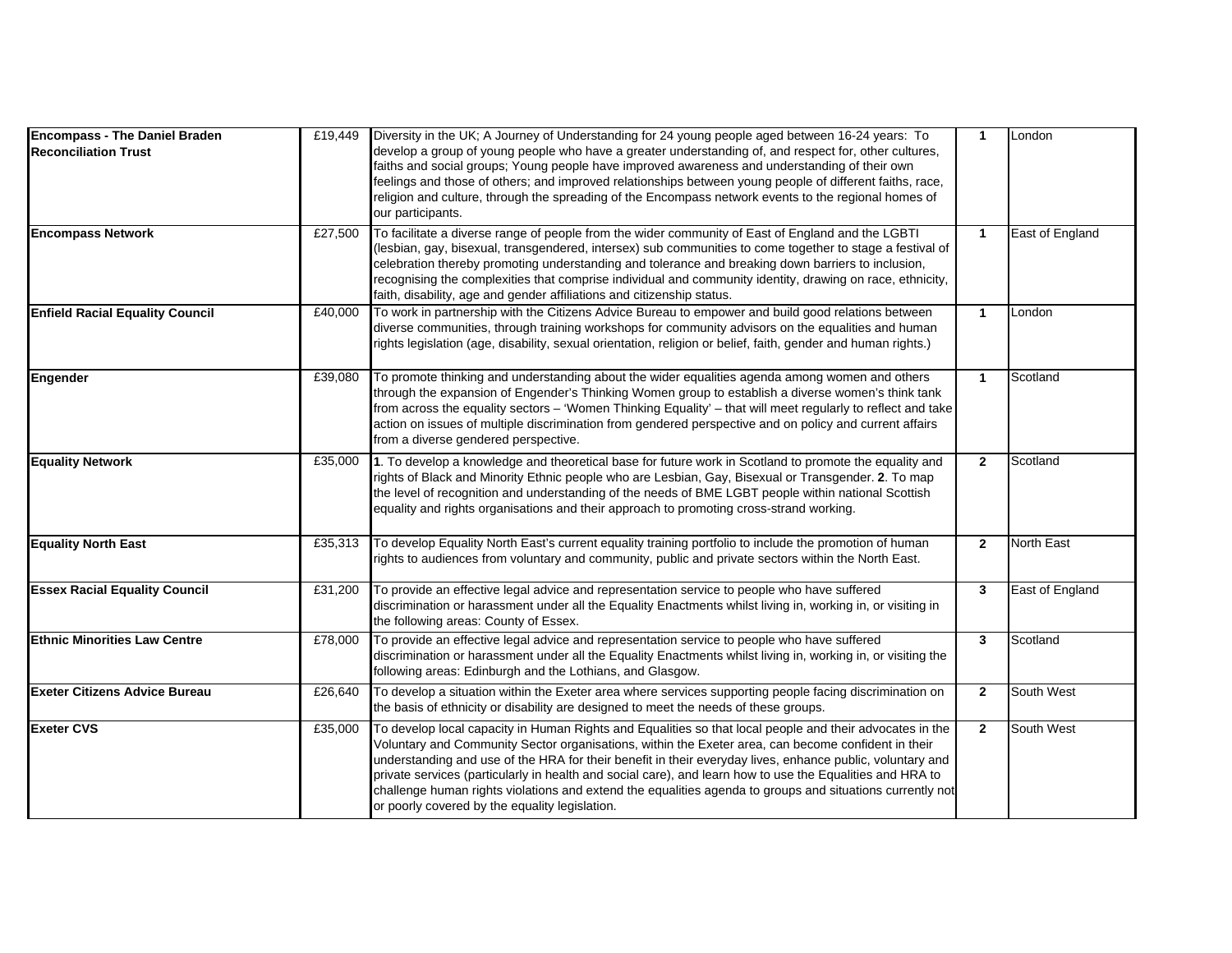| | | | | |
|---|---|---|---|---|
| **Encompass - The Daniel Braden Reconciliation Trust** | £19,449 | Diversity in the UK; A Journey of Understanding for 24 young people aged between 16-24 years: To develop a group of young people who have a greater understanding of, and respect for, other cultures, faiths and social groups; Young people have improved awareness and understanding of their own feelings and those of others; and improved relationships between young people of different faiths, race, religion and culture, through the spreading of the Encompass network events to the regional homes of our participants. | **1** | London |
| **Encompass Network** | £27,500 | To facilitate a diverse range of people from the wider community of East of England and the LGBTI (lesbian, gay, bisexual, transgendered, intersex) sub communities to come together to stage a festival of celebration thereby promoting understanding and tolerance and breaking down barriers to inclusion, recognising the complexities that comprise individual and community identity, drawing on race, ethnicity, faith, disability, age and gender affiliations and citizenship status. | **1** | East of England |
| **Enfield Racial Equality Council** | £40,000 | To work in partnership with the Citizens Advice Bureau to empower and build good relations between diverse communities, through training workshops for community advisors on the equalities and human rights legislation (age, disability, sexual orientation, religion or belief, faith, gender and human rights.) | **1** | London |
| **Engender** | £39,080 | To promote thinking and understanding about the wider equalities agenda among women and others through the expansion of Engender's Thinking Women group to establish a diverse women's think tank from across the equality sectors – 'Women Thinking Equality' – that will meet regularly to reflect and take action on issues of multiple discrimination from gendered perspective and on policy and current affairs from a diverse gendered perspective. | **1** | Scotland |
| **Equality Network** | £35,000 | **1**. To develop a knowledge and theoretical base for future work in Scotland to promote the equality and rights of Black and Minority Ethnic people who are Lesbian, Gay, Bisexual or Transgender. **2**. To map the level of recognition and understanding of the needs of BME LGBT people within national Scottish equality and rights organisations and their approach to promoting cross-strand working. | **2** | Scotland |
| **Equality North East** | £35,313 | To develop Equality North East's current equality training portfolio to include the promotion of human rights to audiences from voluntary and community, public and private sectors within the North East. | **2** | North East |
| **Essex Racial Equality Council** | £31,200 | To provide an effective legal advice and representation service to people who have suffered discrimination or harassment under all the Equality Enactments whilst living in, working in, or visiting in the following areas: County of Essex. | **3** | East of England |
| **Ethnic Minorities Law Centre** | £78,000 | To provide an effective legal advice and representation service to people who have suffered discrimination or harassment under all the Equality Enactments whilst living in, working in, or visiting the following areas: Edinburgh and the Lothians, and Glasgow. | **3** | Scotland |
| **Exeter Citizens Advice Bureau** | £26,640 | To develop a situation within the Exeter area where services supporting people facing discrimination on the basis of ethnicity or disability are designed to meet the needs of these groups. | **2** | South West |
| **Exeter CVS** | £35,000 | To develop local capacity in Human Rights and Equalities so that local people and their advocates in the Voluntary and Community Sector organisations, within the Exeter area, can become confident in their understanding and use of the HRA for their benefit in their everyday lives, enhance public, voluntary and private services (particularly in health and social care), and learn how to use the Equalities and HRA to challenge human rights violations and extend the equalities agenda to groups and situations currently not or poorly covered by the equality legislation. | **2** | South West |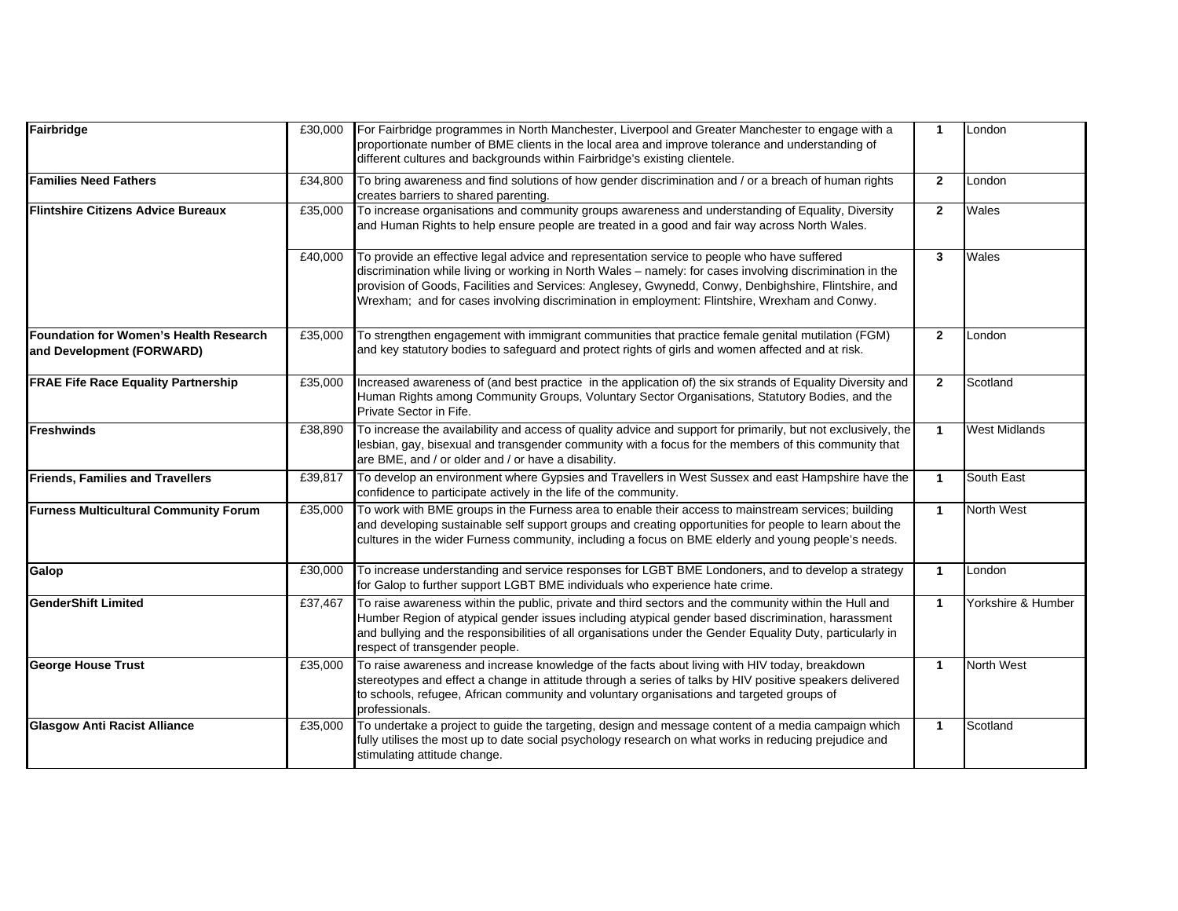| | | | | |
|---|---|---|---|---|
| **Fairbridge** | £30,000 | For Fairbridge programmes in North Manchester, Liverpool and Greater Manchester to engage with a proportionate number of BME clients in the local area and improve tolerance and understanding of different cultures and backgrounds within Fairbridge's existing clientele. | **1** | London |
| **Families Need Fathers** | £34,800 | To bring awareness and find solutions of how gender discrimination and / or a breach of human rights creates barriers to shared parenting. | **2** | London |
| **Flintshire Citizens Advice Bureaux** | £35,000 | To increase organisations and community groups awareness and understanding of Equality, Diversity and Human Rights to help ensure people are treated in a good and fair way across North Wales. | **2** | Wales |
| | £40,000 | To provide an effective legal advice and representation service to people who have suffered discrimination while living or working in North Wales – namely: for cases involving discrimination in the provision of Goods, Facilities and Services: Anglesey, Gwynedd, Conwy, Denbighshire, Flintshire, and Wrexham; and for cases involving discrimination in employment: Flintshire, Wrexham and Conwy. | **3** | Wales |
| **Foundation for Women's Health Research and Development (FORWARD)** | £35,000 | To strengthen engagement with immigrant communities that practice female genital mutilation (FGM) and key statutory bodies to safeguard and protect rights of girls and women affected and at risk. | **2** | London |
| **FRAE Fife Race Equality Partnership** | £35,000 | Increased awareness of (and best practice in the application of) the six strands of Equality Diversity and Human Rights among Community Groups, Voluntary Sector Organisations, Statutory Bodies, and the Private Sector in Fife. | **2** | Scotland |
| **Freshwinds** | £38,890 | To increase the availability and access of quality advice and support for primarily, but not exclusively, the lesbian, gay, bisexual and transgender community with a focus for the members of this community that are BME, and / or older and / or have a disability. | **1** | West Midlands |
| **Friends, Families and Travellers** | £39,817 | To develop an environment where Gypsies and Travellers in West Sussex and east Hampshire have the confidence to participate actively in the life of the community. | **1** | South East |
| **Furness Multicultural Community Forum** | £35,000 | To work with BME groups in the Furness area to enable their access to mainstream services; building and developing sustainable self support groups and creating opportunities for people to learn about the cultures in the wider Furness community, including a focus on BME elderly and young people's needs. | **1** | North West |
| **Galop** | £30,000 | To increase understanding and service responses for LGBT BME Londoners, and to develop a strategy for Galop to further support LGBT BME individuals who experience hate crime. | **1** | London |
| **GenderShift Limited** | £37,467 | To raise awareness within the public, private and third sectors and the community within the Hull and Humber Region of atypical gender issues including atypical gender based discrimination, harassment and bullying and the responsibilities of all organisations under the Gender Equality Duty, particularly in respect of transgender people. | **1** | Yorkshire & Humber |
| **George House Trust** | £35,000 | To raise awareness and increase knowledge of the facts about living with HIV today, breakdown stereotypes and effect a change in attitude through a series of talks by HIV positive speakers delivered to schools, refugee, African community and voluntary organisations and targeted groups of professionals. | **1** | North West |
| **Glasgow Anti Racist Alliance** | £35,000 | To undertake a project to guide the targeting, design and message content of a media campaign which fully utilises the most up to date social psychology research on what works in reducing prejudice and stimulating attitude change. | **1** | Scotland |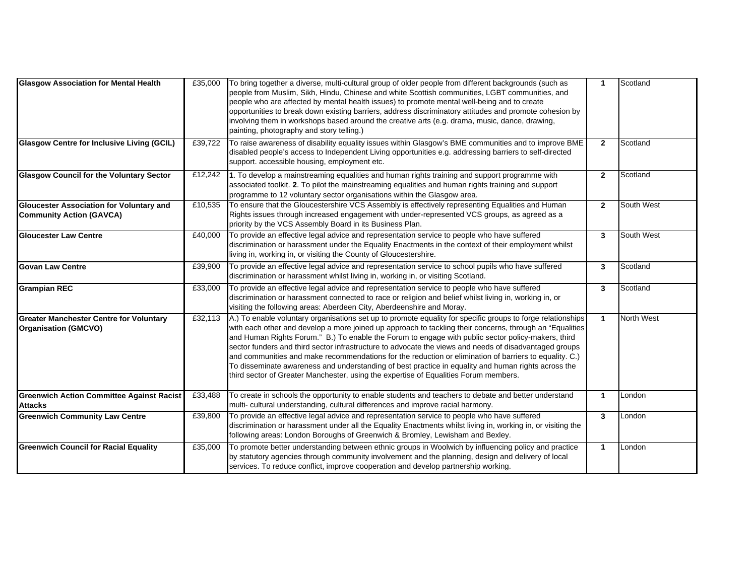| | | | | |
|---|---|---|---|---|
| **Glasgow Association for Mental Health** | £35,000 | To bring together a diverse, multi-cultural group of older people from different backgrounds (such as people from Muslim, Sikh, Hindu, Chinese and white Scottish communities, LGBT communities, and people who are affected by mental health issues) to promote mental well-being and to create opportunities to break down existing barriers, address discriminatory attitudes and promote cohesion by involving them in workshops based around the creative arts (e.g. drama, music, dance, drawing, painting, photography and story telling.) | **1** | Scotland |
| **Glasgow Centre for Inclusive Living (GCIL)** | £39,722 | To raise awareness of disability equality issues within Glasgow's BME communities and to improve BME disabled people's access to Independent Living opportunities e.g. addressing barriers to self-directed support. accessible housing, employment etc. | **2** | Scotland |
| **Glasgow Council for the Voluntary Sector** | £12,242 | **1**. To develop a mainstreaming equalities and human rights training and support programme with associated toolkit. **2**. To pilot the mainstreaming equalities and human rights training and support programme to 12 voluntary sector organisations within the Glasgow area. | **2** | Scotland |
| **Gloucester Association for Voluntary and Community Action (GAVCA)** | £10,535 | To ensure that the Gloucestershire VCS Assembly is effectively representing Equalities and Human Rights issues through increased engagement with under-represented VCS groups, as agreed as a priority by the VCS Assembly Board in its Business Plan. | **2** | South West |
| **Gloucester Law Centre** | £40,000 | To provide an effective legal advice and representation service to people who have suffered discrimination or harassment under the Equality Enactments in the context of their employment whilst living in, working in, or visiting the County of Gloucestershire. | **3** | South West |
| **Govan Law Centre** | £39,900 | To provide an effective legal advice and representation service to school pupils who have suffered discrimination or harassment whilst living in, working in, or visiting Scotland. | **3** | Scotland |
| **Grampian REC** | £33,000 | To provide an effective legal advice and representation service to people who have suffered discrimination or harassment connected to race or religion and belief whilst living in, working in, or visiting the following areas: Aberdeen City, Aberdeenshire and Moray. | **3** | Scotland |
| **Greater Manchester Centre for Voluntary Organisation (GMCVO)** | £32,113 | A.) To enable voluntary organisations set up to promote equality for specific groups to forge relationships with each other and develop a more joined up approach to tackling their concerns, through an "Equalities and Human Rights Forum." B.) To enable the Forum to engage with public sector policy-makers, third sector funders and third sector infrastructure to advocate the views and needs of disadvantaged groups and communities and make recommendations for the reduction or elimination of barriers to equality. C.) To disseminate awareness and understanding of best practice in equality and human rights across the third sector of Greater Manchester, using the expertise of Equalities Forum members. | **1** | North West |
| **Greenwich Action Committee Against Racist Attacks** | £33,488 | To create in schools the opportunity to enable students and teachers to debate and better understand multi- cultural understanding, cultural differences and improve racial harmony. | **1** | London |
| **Greenwich Community Law Centre** | £39,800 | To provide an effective legal advice and representation service to people who have suffered discrimination or harassment under all the Equality Enactments whilst living in, working in, or visiting the following areas: London Boroughs of Greenwich & Bromley, Lewisham and Bexley. | **3** | London |
| **Greenwich Council for Racial Equality** | £35,000 | To promote better understanding between ethnic groups in Woolwich by influencing policy and practice by statutory agencies through community involvement and the planning, design and delivery of local services. To reduce conflict, improve cooperation and develop partnership working. | **1** | London |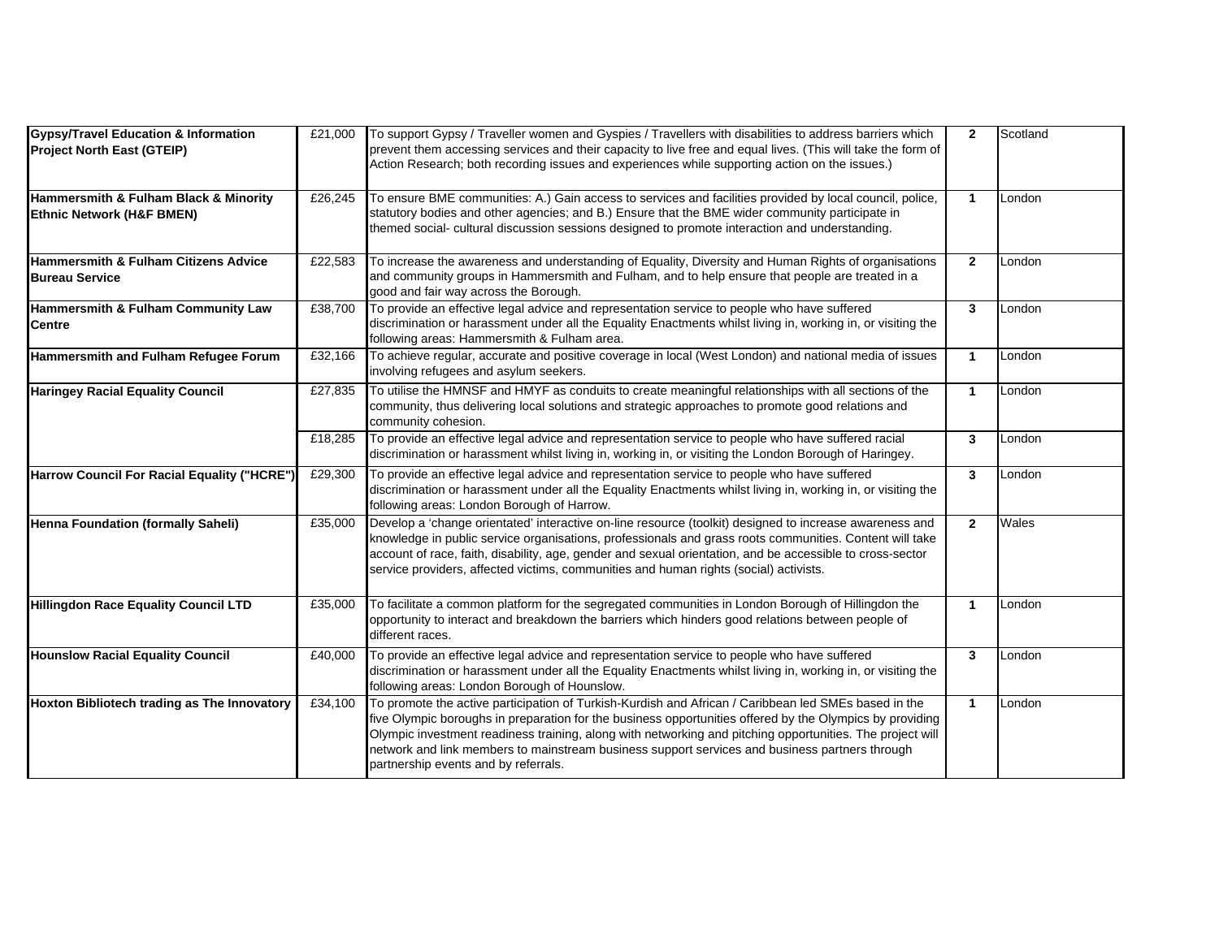| | | | | |
|---|---|---|---|---|
| **Gypsy/Travel Education & Information Project North East (GTEIP)** | £21,000 | To support Gypsy / Traveller women and Gyspies / Travellers with disabilities to address barriers which prevent them accessing services and their capacity to live free and equal lives. (This will take the form of Action Research; both recording issues and experiences while supporting action on the issues.) | **2** | Scotland |
| **Hammersmith & Fulham Black & Minority Ethnic Network (H&F BMEN)** | £26,245 | To ensure BME communities: A.) Gain access to services and facilities provided by local council, police, statutory bodies and other agencies; and B.) Ensure that the BME wider community participate in themed social- cultural discussion sessions designed to promote interaction and understanding. | **1** | London |
| **Hammersmith & Fulham Citizens Advice Bureau Service** | £22,583 | To increase the awareness and understanding of Equality, Diversity and Human Rights of organisations and community groups in Hammersmith and Fulham, and to help ensure that people are treated in a good and fair way across the Borough. | **2** | London |
| **Hammersmith & Fulham Community Law Centre** | £38,700 | To provide an effective legal advice and representation service to people who have suffered discrimination or harassment under all the Equality Enactments whilst living in, working in, or visiting the following areas: Hammersmith & Fulham area. | **3** | London |
| **Hammersmith and Fulham Refugee Forum** | £32,166 | To achieve regular, accurate and positive coverage in local (West London) and national media of issues involving refugees and asylum seekers. | **1** | London |
| **Haringey Racial Equality Council** | £27,835 | To utilise the HMNSF and HMYF as conduits to create meaningful relationships with all sections of the community, thus delivering local solutions and strategic approaches to promote good relations and community cohesion. | **1** | London |
| | £18,285 | To provide an effective legal advice and representation service to people who have suffered racial discrimination or harassment whilst living in, working in, or visiting the London Borough of Haringey. | **3** | London |
| **Harrow Council For Racial Equality ("HCRE")** | £29,300 | To provide an effective legal advice and representation service to people who have suffered discrimination or harassment under all the Equality Enactments whilst living in, working in, or visiting the following areas: London Borough of Harrow. | **3** | London |
| **Henna Foundation (formally Saheli)** | £35,000 | Develop a 'change orientated' interactive on-line resource (toolkit) designed to increase awareness and knowledge in public service organisations, professionals and grass roots communities. Content will take account of race, faith, disability, age, gender and sexual orientation, and be accessible to cross-sector service providers, affected victims, communities and human rights (social) activists. | **2** | Wales |
| **Hillingdon Race Equality Council LTD** | £35,000 | To facilitate a common platform for the segregated communities in London Borough of Hillingdon the opportunity to interact and breakdown the barriers which hinders good relations between people of different races. | **1** | London |
| **Hounslow Racial Equality Council** | £40,000 | To provide an effective legal advice and representation service to people who have suffered discrimination or harassment under all the Equality Enactments whilst living in, working in, or visiting the following areas: London Borough of Hounslow. | **3** | London |
| **Hoxton Bibliotech trading as The Innovatory** | £34,100 | To promote the active participation of Turkish-Kurdish and African / Caribbean led SMEs based in the five Olympic boroughs in preparation for the business opportunities offered by the Olympics by providing Olympic investment readiness training, along with networking and pitching opportunities. The project will network and link members to mainstream business support services and business partners through partnership events and by referrals. | **1** | London |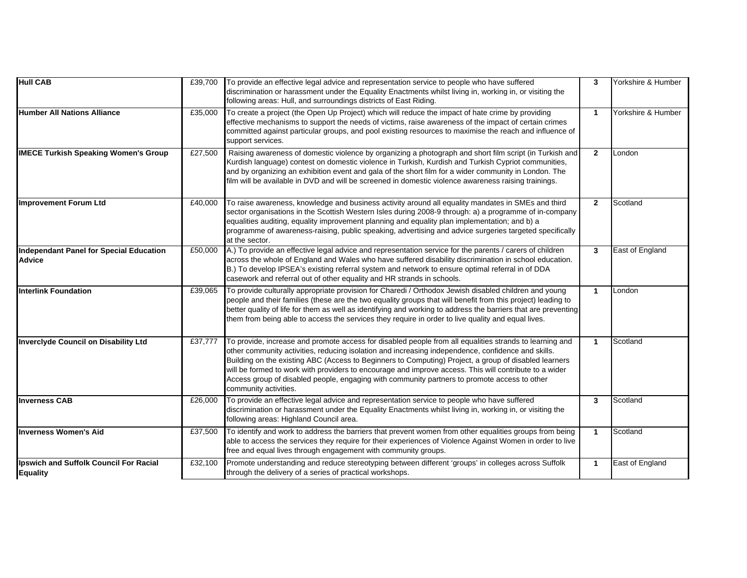| | | | | |
|---|---|---|---|---|
| **Hull CAB** | £39,700 | To provide an effective legal advice and representation service to people who have suffered discrimination or harassment under the Equality Enactments whilst living in, working in, or visiting the following areas: Hull, and surroundings districts of East Riding. | **3** | Yorkshire & Humber |
| **Humber All Nations Alliance** | £35,000 | To create a project (the Open Up Project) which will reduce the impact of hate crime by providing effective mechanisms to support the needs of victims, raise awareness of the impact of certain crimes committed against particular groups, and pool existing resources to maximise the reach and influence of support services. | **1** | Yorkshire & Humber |
| **IMECE Turkish Speaking Women's Group** | £27,500 | Raising awareness of domestic violence by organizing a photograph and short film script (in Turkish and Kurdish language) contest on domestic violence in Turkish, Kurdish and Turkish Cypriot communities, and by organizing an exhibition event and gala of the short film for a wider community in London. The film will be available in DVD and will be screened in domestic violence awareness raising trainings. | **2** | London |
| **Improvement Forum Ltd** | £40,000 | To raise awareness, knowledge and business activity around all equality mandates in SMEs and third sector organisations in the Scottish Western Isles during 2008-9 through: a) a programme of in-company equalities auditing, equality improvement planning and equality plan implementation; and b) a programme of awareness-raising, public speaking, advertising and advice surgeries targeted specifically at the sector. | **2** | Scotland |
| **Independant Panel for Special Education Advice** | £50,000 | A.) To provide an effective legal advice and representation service for the parents / carers of children across the whole of England and Wales who have suffered disability discrimination in school education. B.) To develop IPSEA's existing referral system and network to ensure optimal referral in of DDA casework and referral out of other equality and HR strands in schools. | **3** | East of England |
| **Interlink Foundation** | £39,065 | To provide culturally appropriate provision for Charedi / Orthodox Jewish disabled children and young people and their families (these are the two equality groups that will benefit from this project) leading to better quality of life for them as well as identifying and working to address the barriers that are preventing them from being able to access the services they require in order to live quality and equal lives. | **1** | London |
| **Inverclyde Council on Disability Ltd** | £37,777 | To provide, increase and promote access for disabled people from all equalities strands to learning and other community activities, reducing isolation and increasing independence, confidence and skills. Building on the existing ABC (Access to Beginners to Computing) Project, a group of disabled learners will be formed to work with providers to encourage and improve access. This will contribute to a wider Access group of disabled people, engaging with community partners to promote access to other community activities. | **1** | Scotland |
| **Inverness CAB** | £26,000 | To provide an effective legal advice and representation service to people who have suffered discrimination or harassment under the Equality Enactments whilst living in, working in, or visiting the following areas: Highland Council area. | **3** | Scotland |
| **Inverness Women's Aid** | £37,500 | To identify and work to address the barriers that prevent women from other equalities groups from being able to access the services they require for their experiences of Violence Against Women in order to live free and equal lives through engagement with community groups. | **1** | Scotland |
| **Ipswich and Suffolk Council For Racial Equality** | £32,100 | Promote understanding and reduce stereotyping between different 'groups' in colleges across Suffolk through the delivery of a series of practical workshops. | **1** | East of England |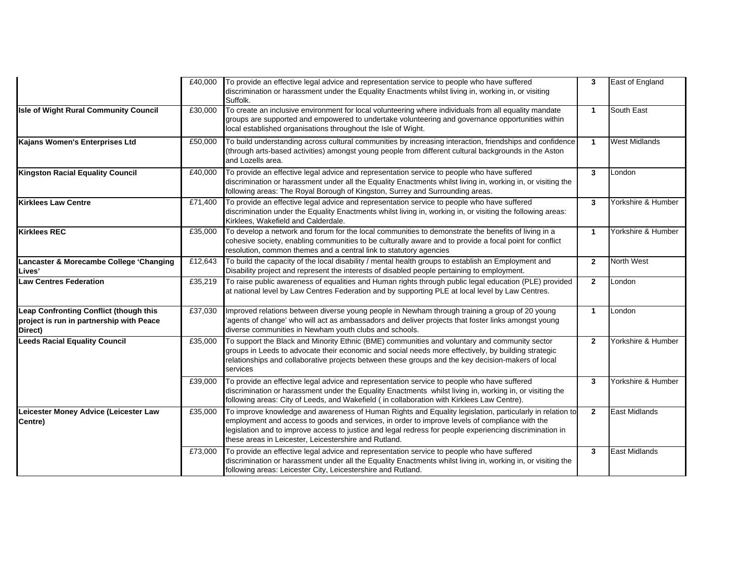| | | | | |
|---|---|---|---|---|
| | £40,000 | To provide an effective legal advice and representation service to people who have suffered discrimination or harassment under the Equality Enactments whilst living in, working in, or visiting Suffolk. | **3** | East of England |
| **Isle of Wight Rural Community Council** | £30,000 | To create an inclusive environment for local volunteering where individuals from all equality mandate groups are supported and empowered to undertake volunteering and governance opportunities within local established organisations throughout the Isle of Wight. | **1** | South East |
| **Kajans Women's Enterprises Ltd** | £50,000 | To build understanding across cultural communities by increasing interaction, friendships and confidence (through arts-based activities) amongst young people from different cultural backgrounds in the Aston and Lozells area. | **1** | West Midlands |
| **Kingston Racial Equality Council** | £40,000 | To provide an effective legal advice and representation service to people who have suffered discrimination or harassment under all the Equality Enactments whilst living in, working in, or visiting the following areas: The Royal Borough of Kingston, Surrey and Surrounding areas. | **3** | London |
| **Kirklees Law Centre** | £71,400 | To provide an effective legal advice and representation service to people who have suffered discrimination or harassment under the Equality Enactments whilst living in, working in, or visiting the following areas: Kirklees, Wakefield and Calderdale. | **3** | Yorkshire & Humber |
| **Kirklees REC** | £35,000 | To develop a network and forum for the local communities to demonstrate the benefits of living in a cohesive society, enabling communities to be culturally aware and to provide a focal point for conflict resolution, common themes and a central link to statutory agencies | **1** | Yorkshire & Humber |
| **Lancaster & Morecambe College 'Changing Lives'** | £12,643 | To build the capacity of the local disability / mental health groups to establish an Employment and Disability project and represent the interests of disabled people pertaining to employment. | **2** | North West |
| **Law Centres Federation** | £35,219 | To raise public awareness of equalities and Human rights through public legal education (PLE) provided at national level by Law Centres Federation and by supporting PLE at local level by Law Centres. | **2** | London |
| **Leap Confronting Conflict (though this project is run in partnership with Peace Direct)** | £37,030 | Improved relations between diverse young people in Newham through training a group of 20 young 'agents of change' who will act as ambassadors and deliver projects that foster links amongst young diverse communities in Newham youth clubs and schools. | **1** | London |
| **Leeds Racial Equality Council** | £35,000 | To support the Black and Minority Ethnic (BME) communities and voluntary and community sector groups in Leeds to advocate their economic and social needs more effectively, by building strategic relationships and collaborative projects between these groups and the key decision-makers of local services | **2** | Yorkshire & Humber |
| | £39,000 | To provide an effective legal advice and representation service to people who have suffered discrimination or harassment under the Equality Enactments whilst living in, working in, or visiting the following areas: City of Leeds, and Wakefield ( in collaboration with Kirklees Law Centre). | **3** | Yorkshire & Humber |
| **Leicester Money Advice (Leicester Law Centre)** | £35,000 | To improve knowledge and awareness of Human Rights and Equality legislation, particularly in relation to employment and access to goods and services, in order to improve levels of compliance with the legislation and to improve access to justice and legal redress for people experiencing discrimination in these areas in Leicester, Leicestershire and Rutland. | **2** | East Midlands |
| | £73,000 | To provide an effective legal advice and representation service to people who have suffered discrimination or harassment under all the Equality Enactments whilst living in, working in, or visiting the following areas: Leicester City, Leicestershire and Rutland. | **3** | East Midlands |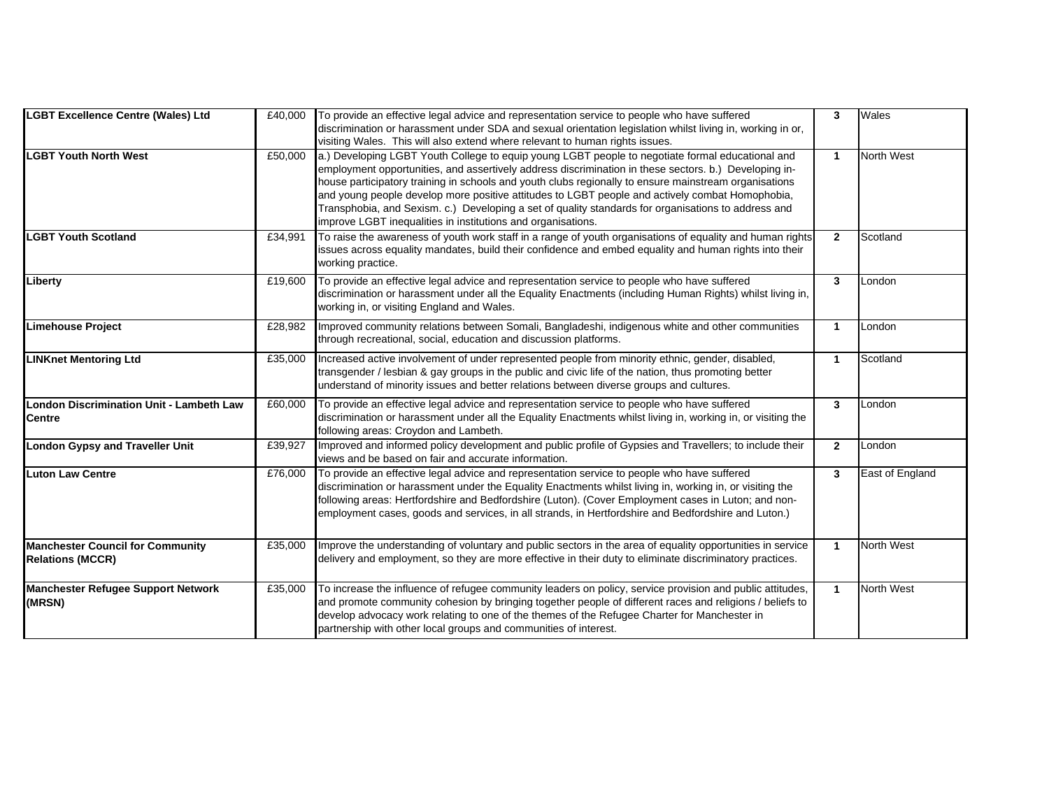| | | | | |
|---|---|---|---|---|
| **LGBT Excellence Centre (Wales) Ltd** | £40,000 | To provide an effective legal advice and representation service to people who have suffered discrimination or harassment under SDA and sexual orientation legislation whilst living in, working in or, visiting Wales. This will also extend where relevant to human rights issues. | **3** | Wales |
| **LGBT Youth North West** | £50,000 | a.) Developing LGBT Youth College to equip young LGBT people to negotiate formal educational and employment opportunities, and assertively address discrimination in these sectors. b.) Developing in-house participatory training in schools and youth clubs regionally to ensure mainstream organisations and young people develop more positive attitudes to LGBT people and actively combat Homophobia, Transphobia, and Sexism. c.) Developing a set of quality standards for organisations to address and improve LGBT inequalities in institutions and organisations. | **1** | North West |
| **LGBT Youth Scotland** | £34,991 | To raise the awareness of youth work staff in a range of youth organisations of equality and human rights issues across equality mandates, build their confidence and embed equality and human rights into their working practice. | **2** | Scotland |
| **Liberty** | £19,600 | To provide an effective legal advice and representation service to people who have suffered discrimination or harassment under all the Equality Enactments (including Human Rights) whilst living in, working in, or visiting England and Wales. | **3** | London |
| **Limehouse Project** | £28,982 | Improved community relations between Somali, Bangladeshi, indigenous white and other communities through recreational, social, education and discussion platforms. | **1** | London |
| **LINKnet Mentoring Ltd** | £35,000 | Increased active involvement of under represented people from minority ethnic, gender, disabled, transgender / lesbian & gay groups in the public and civic life of the nation, thus promoting better understand of minority issues and better relations between diverse groups and cultures. | **1** | Scotland |
| **London Discrimination Unit - Lambeth Law Centre** | £60,000 | To provide an effective legal advice and representation service to people who have suffered discrimination or harassment under all the Equality Enactments whilst living in, working in, or visiting the following areas: Croydon and Lambeth. | **3** | London |
| **London Gypsy and Traveller Unit** | £39,927 | Improved and informed policy development and public profile of Gypsies and Travellers; to include their views and be based on fair and accurate information. | **2** | London |
| **Luton Law Centre** | £76,000 | To provide an effective legal advice and representation service to people who have suffered discrimination or harassment under the Equality Enactments whilst living in, working in, or visiting the following areas: Hertfordshire and Bedfordshire (Luton). (Cover Employment cases in Luton; and non-employment cases, goods and services, in all strands, in Hertfordshire and Bedfordshire and Luton.) | **3** | East of England |
| **Manchester Council for Community Relations (MCCR)** | £35,000 | Improve the understanding of voluntary and public sectors in the area of equality opportunities in service delivery and employment, so they are more effective in their duty to eliminate discriminatory practices. | **1** | North West |
| **Manchester Refugee Support Network (MRSN)** | £35,000 | To increase the influence of refugee community leaders on policy, service provision and public attitudes, and promote community cohesion by bringing together people of different races and religions / beliefs to develop advocacy work relating to one of the themes of the Refugee Charter for Manchester in partnership with other local groups and communities of interest. | **1** | North West |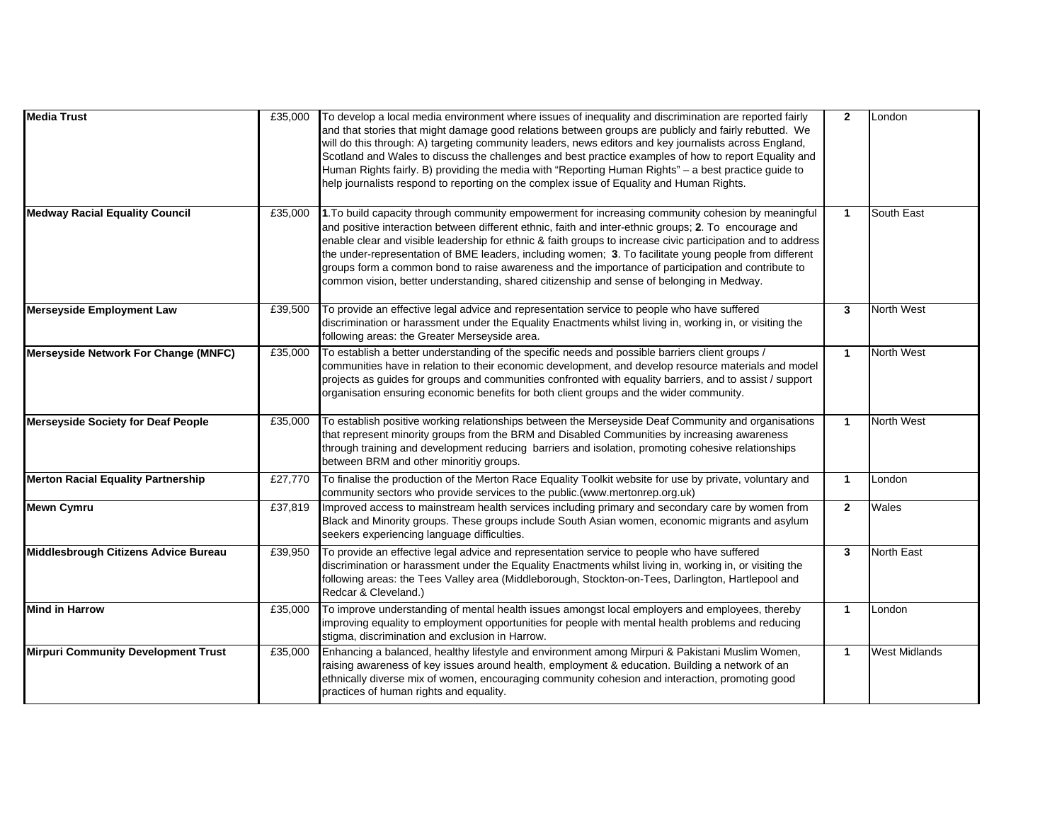| | | | | |
|---|---|---|---|---|
| **Media Trust** | £35,000 | To develop a local media environment where issues of inequality and discrimination are reported fairly and that stories that might damage good relations between groups are publicly and fairly rebutted. We will do this through: A) targeting community leaders, news editors and key journalists across England, Scotland and Wales to discuss the challenges and best practice examples of how to report Equality and Human Rights fairly. B) providing the media with "Reporting Human Rights" – a best practice guide to help journalists respond to reporting on the complex issue of Equality and Human Rights. | **2** | London |
| **Medway Racial Equality Council** | £35,000 | **1**.To build capacity through community empowerment for increasing community cohesion by meaningful and positive interaction between different ethnic, faith and inter-ethnic groups; **2**. To encourage and enable clear and visible leadership for ethnic & faith groups to increase civic participation and to address the under-representation of BME leaders, including women; **3**. To facilitate young people from different groups form a common bond to raise awareness and the importance of participation and contribute to common vision, better understanding, shared citizenship and sense of belonging in Medway. | **1** | South East |
| **Merseyside Employment Law** | £39,500 | To provide an effective legal advice and representation service to people who have suffered discrimination or harassment under the Equality Enactments whilst living in, working in, or visiting the following areas: the Greater Merseyside area. | **3** | North West |
| **Merseyside Network For Change (MNFC)** | £35,000 | To establish a better understanding of the specific needs and possible barriers client groups / communities have in relation to their economic development, and develop resource materials and model projects as guides for groups and communities confronted with equality barriers, and to assist / support organisation ensuring economic benefits for both client groups and the wider community. | **1** | North West |
| **Merseyside Society for Deaf People** | £35,000 | To establish positive working relationships between the Merseyside Deaf Community and organisations that represent minority groups from the BRM and Disabled Communities by increasing awareness through training and development reducing barriers and isolation, promoting cohesive relationships between BRM and other minoritiy groups. | **1** | North West |
| **Merton Racial Equality Partnership** | £27,770 | To finalise the production of the Merton Race Equality Toolkit website for use by private, voluntary and community sectors who provide services to the public.(www.mertonrep.org.uk) | **1** | London |
| **Mewn Cymru** | £37,819 | Improved access to mainstream health services including primary and secondary care by women from Black and Minority groups. These groups include South Asian women, economic migrants and asylum seekers experiencing language difficulties. | **2** | Wales |
| **Middlesbrough Citizens Advice Bureau** | £39,950 | To provide an effective legal advice and representation service to people who have suffered discrimination or harassment under the Equality Enactments whilst living in, working in, or visiting the following areas: the Tees Valley area (Middleborough, Stockton-on-Tees, Darlington, Hartlepool and Redcar & Cleveland.) | **3** | North East |
| **Mind in Harrow** | £35,000 | To improve understanding of mental health issues amongst local employers and employees, thereby improving equality to employment opportunities for people with mental health problems and reducing stigma, discrimination and exclusion in Harrow. | **1** | London |
| **Mirpuri Community Development Trust** | £35,000 | Enhancing a balanced, healthy lifestyle and environment among Mirpuri & Pakistani Muslim Women, raising awareness of key issues around health, employment & education. Building a network of an ethnically diverse mix of women, encouraging community cohesion and interaction, promoting good practices of human rights and equality. | **1** | West Midlands |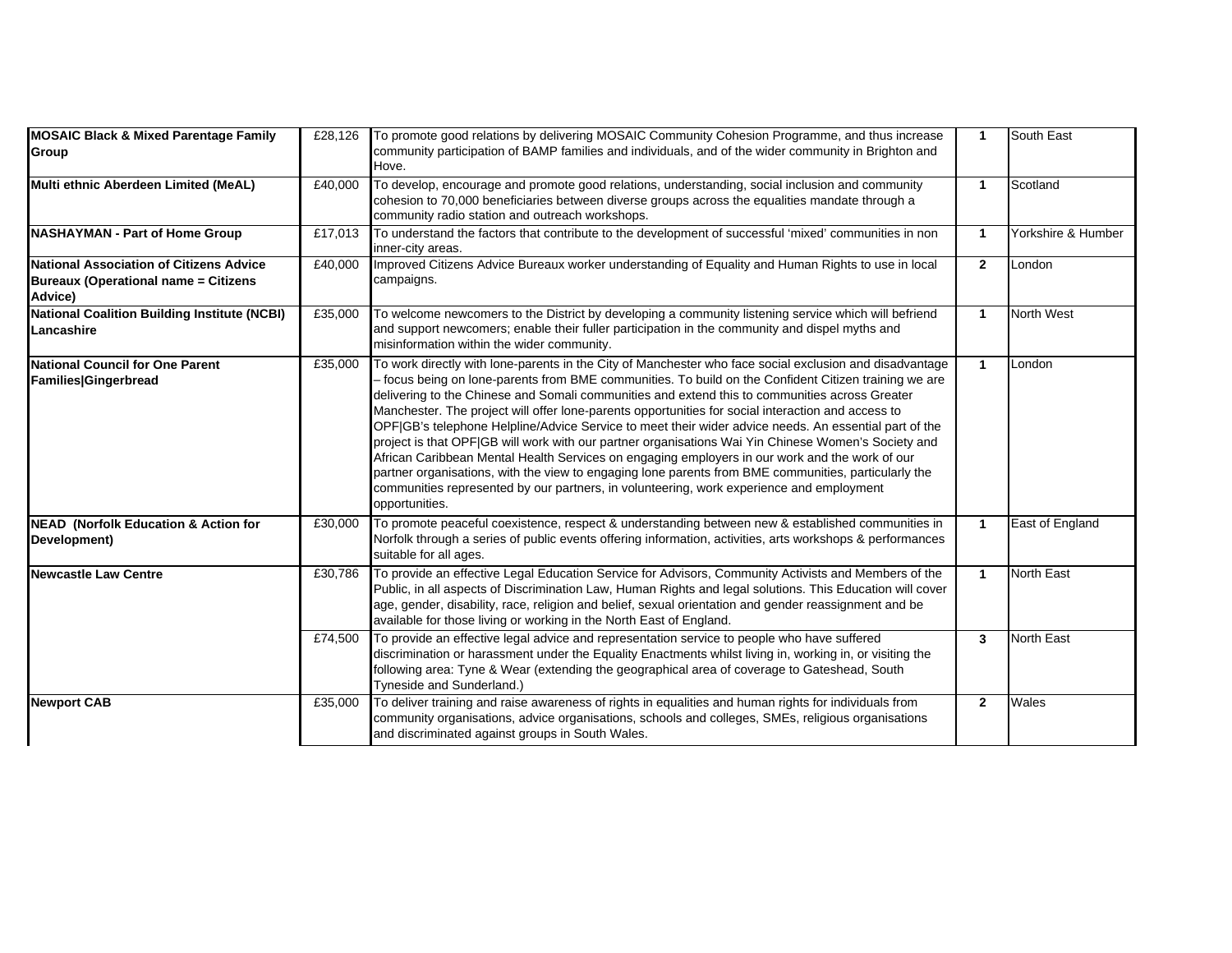| | | | | |
|---|---|---|---|---|
| **MOSAIC Black & Mixed Parentage Family Group** | £28,126 | To promote good relations by delivering MOSAIC Community Cohesion Programme, and thus increase community participation of BAMP families and individuals, and of the wider community in Brighton and Hove. | **1** | South East |
| **Multi ethnic Aberdeen Limited (MeAL)** | £40,000 | To develop, encourage and promote good relations, understanding, social inclusion and community cohesion to 70,000 beneficiaries between diverse groups across the equalities mandate through a community radio station and outreach workshops. | **1** | Scotland |
| **NASHAYMAN - Part of Home Group** | £17,013 | To understand the factors that contribute to the development of successful 'mixed' communities in non inner-city areas. | **1** | Yorkshire & Humber |
| **National Association of Citizens Advice Bureaux (Operational name = Citizens Advice)** | £40,000 | Improved Citizens Advice Bureaux worker understanding of Equality and Human Rights to use in local campaigns. | **2** | London |
| **National Coalition Building Institute (NCBI) Lancashire** | £35,000 | To welcome newcomers to the District by developing a community listening service which will befriend and support newcomers; enable their fuller participation in the community and dispel myths and misinformation within the wider community. | **1** | North West |
| **National Council for One Parent Families\|Gingerbread** | £35,000 | To work directly with lone-parents in the City of Manchester who face social exclusion and disadvantage – focus being on lone-parents from BME communities. To build on the Confident Citizen training we are delivering to the Chinese and Somali communities and extend this to communities across Greater Manchester. The project will offer lone-parents opportunities for social interaction and access to OPF\|GB's telephone Helpline/Advice Service to meet their wider advice needs. An essential part of the project is that OPF\|GB will work with our partner organisations Wai Yin Chinese Women's Society and African Caribbean Mental Health Services on engaging employers in our work and the work of our partner organisations, with the view to engaging lone parents from BME communities, particularly the communities represented by our partners, in volunteering, work experience and employment opportunities. | **1** | London |
| **NEAD (Norfolk Education & Action for Development)** | £30,000 | To promote peaceful coexistence, respect & understanding between new & established communities in Norfolk through a series of public events offering information, activities, arts workshops & performances suitable for all ages. | **1** | East of England |
| **Newcastle Law Centre** | £30,786 | To provide an effective Legal Education Service for Advisors, Community Activists and Members of the Public, in all aspects of Discrimination Law, Human Rights and legal solutions. This Education will cover age, gender, disability, race, religion and belief, sexual orientation and gender reassignment and be available for those living or working in the North East of England. | **1** | North East |
| | £74,500 | To provide an effective legal advice and representation service to people who have suffered discrimination or harassment under the Equality Enactments whilst living in, working in, or visiting the following area: Tyne & Wear (extending the geographical area of coverage to Gateshead, South Tyneside and Sunderland.) | **3** | North East |
| **Newport CAB** | £35,000 | To deliver training and raise awareness of rights in equalities and human rights for individuals from community organisations, advice organisations, schools and colleges, SMEs, religious organisations and discriminated against groups in South Wales. | **2** | Wales |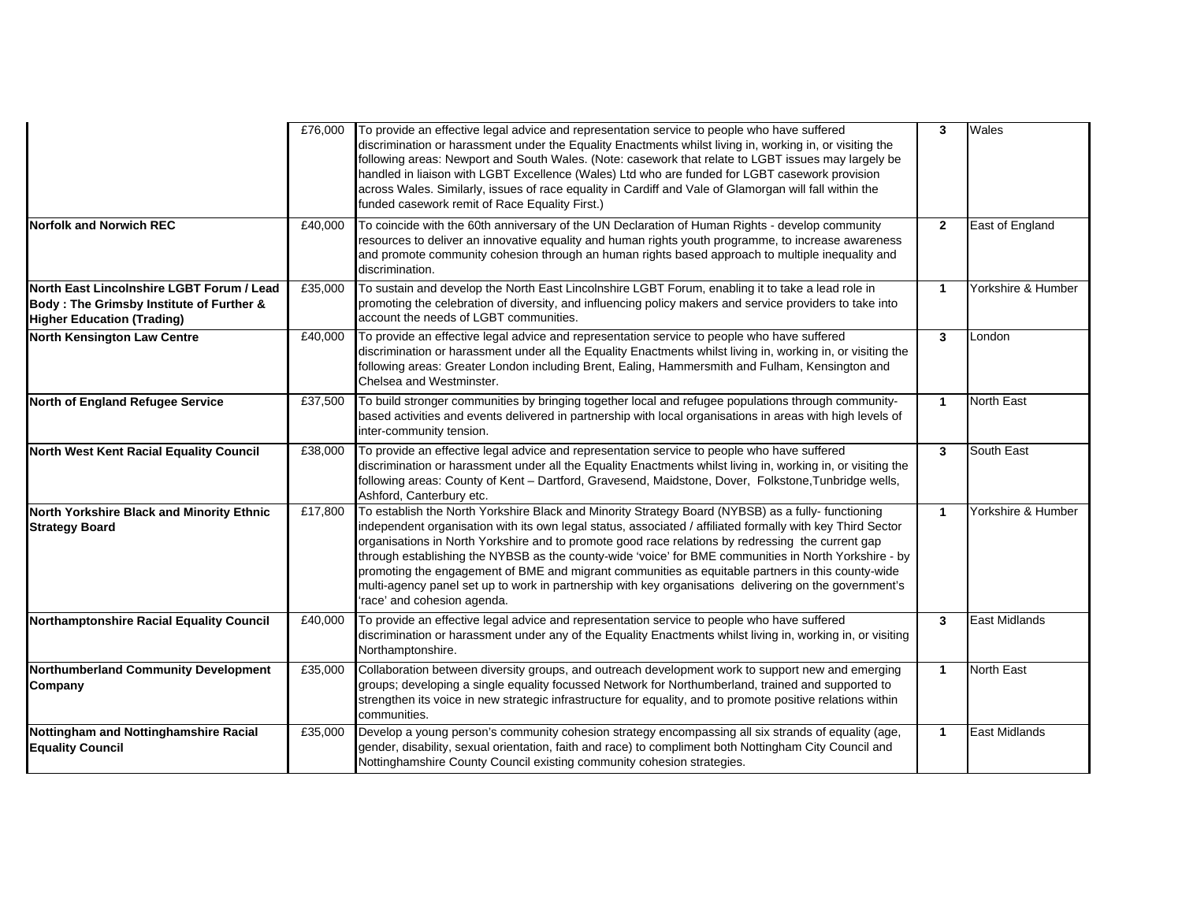| | | | | |
|---|---|---|---|---|
| | £76,000 | To provide an effective legal advice and representation service to people who have suffered discrimination or harassment under the Equality Enactments whilst living in, working in, or visiting the following areas: Newport and South Wales. (Note: casework that relate to LGBT issues may largely be handled in liaison with LGBT Excellence (Wales) Ltd who are funded for LGBT casework provision across Wales. Similarly, issues of race equality in Cardiff and Vale of Glamorgan will fall within the funded casework remit of Race Equality First.) | **3** | Wales |
| **Norfolk and Norwich REC** | £40,000 | To coincide with the 60th anniversary of the UN Declaration of Human Rights - develop community resources to deliver an innovative equality and human rights youth programme, to increase awareness and promote community cohesion through an human rights based approach to multiple inequality and discrimination. | **2** | East of England |
| **North East Lincolnshire LGBT Forum / Lead Body : The Grimsby Institute of Further & Higher Education (Trading)** | £35,000 | To sustain and develop the North East Lincolnshire LGBT Forum, enabling it to take a lead role in promoting the celebration of diversity, and influencing policy makers and service providers to take into account the needs of LGBT communities. | **1** | Yorkshire & Humber |
| **North Kensington Law Centre** | £40,000 | To provide an effective legal advice and representation service to people who have suffered discrimination or harassment under all the Equality Enactments whilst living in, working in, or visiting the following areas: Greater London including Brent, Ealing, Hammersmith and Fulham, Kensington and Chelsea and Westminster. | **3** | London |
| **North of England Refugee Service** | £37,500 | To build stronger communities by bringing together local and refugee populations through community-based activities and events delivered in partnership with local organisations in areas with high levels of inter-community tension. | **1** | North East |
| **North West Kent Racial Equality Council** | £38,000 | To provide an effective legal advice and representation service to people who have suffered discrimination or harassment under all the Equality Enactments whilst living in, working in, or visiting the following areas: County of Kent – Dartford, Gravesend, Maidstone, Dover, Folkstone,Tunbridge wells, Ashford, Canterbury etc. | **3** | South East |
| **North Yorkshire Black and Minority Ethnic Strategy Board** | £17,800 | To establish the North Yorkshire Black and Minority Strategy Board (NYBSB) as a fully- functioning independent organisation with its own legal status, associated / affiliated formally with key Third Sector organisations in North Yorkshire and to promote good race relations by redressing the current gap through establishing the NYBSB as the county-wide 'voice' for BME communities in North Yorkshire - by promoting the engagement of BME and migrant communities as equitable partners in this county-wide multi-agency panel set up to work in partnership with key organisations delivering on the government's 'race' and cohesion agenda. | **1** | Yorkshire & Humber |
| **Northamptonshire Racial Equality Council** | £40,000 | To provide an effective legal advice and representation service to people who have suffered discrimination or harassment under any of the Equality Enactments whilst living in, working in, or visiting Northamptonshire. | **3** | East Midlands |
| **Northumberland Community Development Company** | £35,000 | Collaboration between diversity groups, and outreach development work to support new and emerging groups; developing a single equality focussed Network for Northumberland, trained and supported to strengthen its voice in new strategic infrastructure for equality, and to promote positive relations within communities. | **1** | North East |
| **Nottingham and Nottinghamshire Racial Equality Council** | £35,000 | Develop a young person's community cohesion strategy encompassing all six strands of equality (age, gender, disability, sexual orientation, faith and race) to compliment both Nottingham City Council and Nottinghamshire County Council existing community cohesion strategies. | **1** | East Midlands |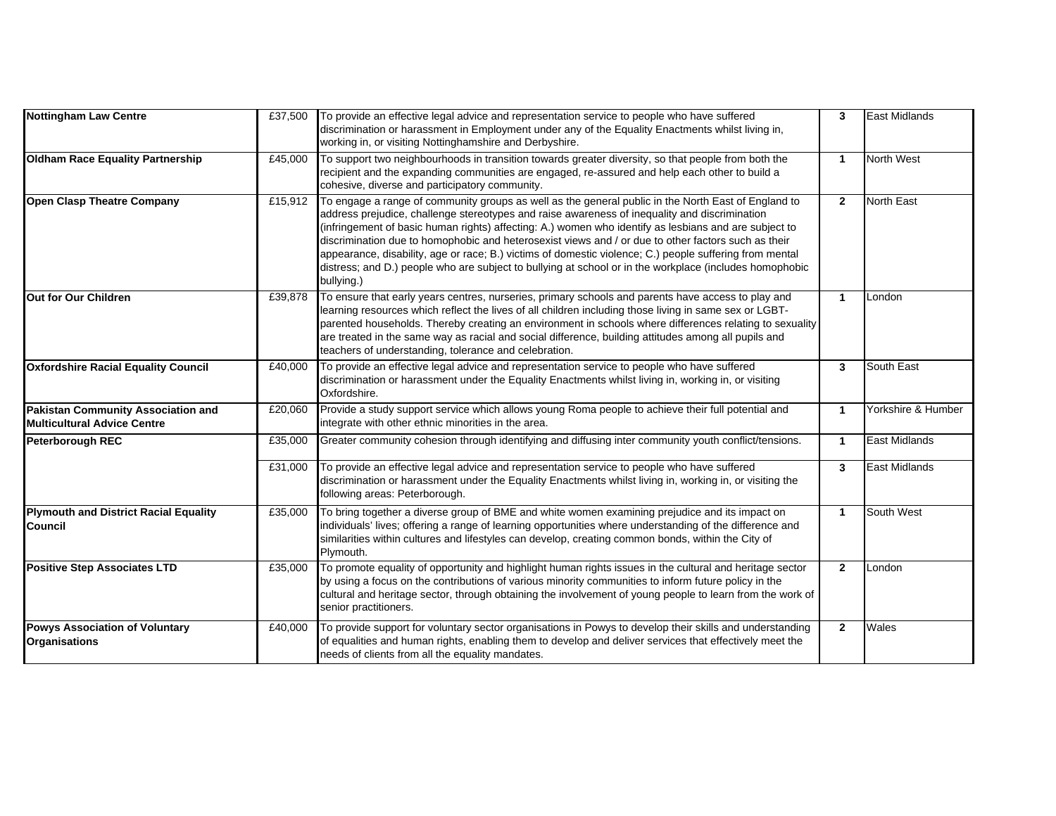| | | | | |
|---|---|---|---|---|
| **Nottingham Law Centre** | £37,500 | To provide an effective legal advice and representation service to people who have suffered discrimination or harassment in Employment under any of the Equality Enactments whilst living in, working in, or visiting Nottinghamshire and Derbyshire. | **3** | East Midlands |
| **Oldham Race Equality Partnership** | £45,000 | To support two neighbourhoods in transition towards greater diversity, so that people from both the recipient and the expanding communities are engaged, re-assured and help each other to build a cohesive, diverse and participatory community. | **1** | North West |
| **Open Clasp Theatre Company** | £15,912 | To engage a range of community groups as well as the general public in the North East of England to address prejudice, challenge stereotypes and raise awareness of inequality and discrimination (infringement of basic human rights) affecting: A.) women who identify as lesbians and are subject to discrimination due to homophobic and heterosexist views and / or due to other factors such as their appearance, disability, age or race; B.) victims of domestic violence; C.) people suffering from mental distress; and D.) people who are subject to bullying at school or in the workplace (includes homophobic bullying.) | **2** | North East |
| **Out for Our Children** | £39,878 | To ensure that early years centres, nurseries, primary schools and parents have access to play and learning resources which reflect the lives of all children including those living in same sex or LGBT-parented households. Thereby creating an environment in schools where differences relating to sexuality are treated in the same way as racial and social difference, building attitudes among all pupils and teachers of understanding, tolerance and celebration. | **1** | London |
| **Oxfordshire Racial Equality Council** | £40,000 | To provide an effective legal advice and representation service to people who have suffered discrimination or harassment under the Equality Enactments whilst living in, working in, or visiting Oxfordshire. | **3** | South East |
| **Pakistan Community Association and Multicultural Advice Centre** | £20,060 | Provide a study support service which allows young Roma people to achieve their full potential and integrate with other ethnic minorities in the area. | **1** | Yorkshire & Humber |
| **Peterborough REC** | £35,000 | Greater community cohesion through identifying and diffusing inter community youth conflict/tensions. | **1** | East Midlands |
| | £31,000 | To provide an effective legal advice and representation service to people who have suffered discrimination or harassment under the Equality Enactments whilst living in, working in, or visiting the following areas: Peterborough. | **3** | East Midlands |
| **Plymouth and District Racial Equality Council** | £35,000 | To bring together a diverse group of BME and white women examining prejudice and its impact on individuals' lives; offering a range of learning opportunities where understanding of the difference and similarities within cultures and lifestyles can develop, creating common bonds, within the City of Plymouth. | **1** | South West |
| **Positive Step Associates LTD** | £35,000 | To promote equality of opportunity and highlight human rights issues in the cultural and heritage sector by using a focus on the contributions of various minority communities to inform future policy in the cultural and heritage sector, through obtaining the involvement of young people to learn from the work of senior practitioners. | **2** | London |
| **Powys Association of Voluntary Organisations** | £40,000 | To provide support for voluntary sector organisations in Powys to develop their skills and understanding of equalities and human rights, enabling them to develop and deliver services that effectively meet the needs of clients from all the equality mandates. | **2** | Wales |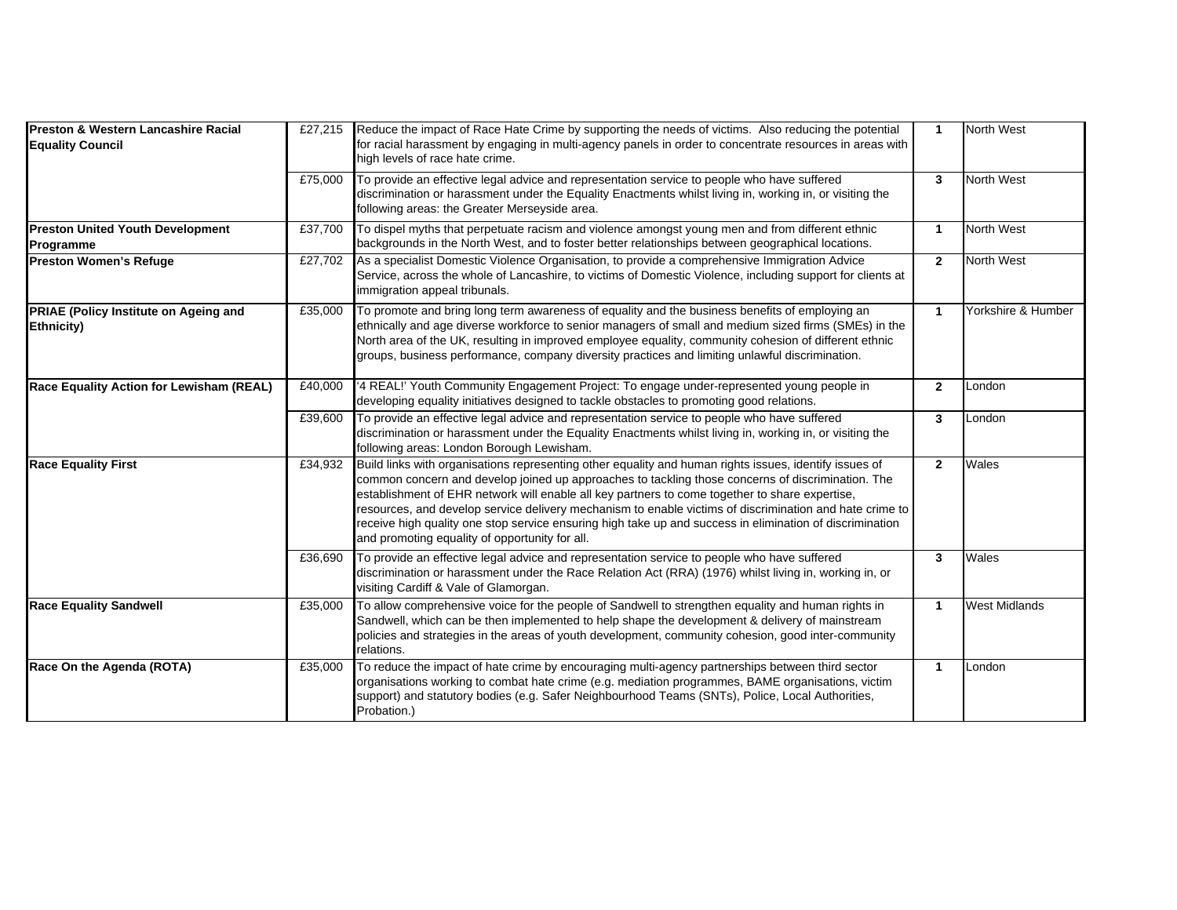| | | | | |
|---|---|---|---|---|
| **Preston & Western Lancashire Racial Equality Council** | £27,215 | Reduce the impact of Race Hate Crime by supporting the needs of victims. Also reducing the potential for racial harassment by engaging in multi-agency panels in order to concentrate resources in areas with high levels of race hate crime. | **1** | North West |
| | £75,000 | To provide an effective legal advice and representation service to people who have suffered discrimination or harassment under the Equality Enactments whilst living in, working in, or visiting the following areas: the Greater Merseyside area. | **3** | North West |
| **Preston United Youth Development Programme** | £37,700 | To dispel myths that perpetuate racism and violence amongst young men and from different ethnic backgrounds in the North West, and to foster better relationships between geographical locations. | **1** | North West |
| **Preston Women's Refuge** | £27,702 | As a specialist Domestic Violence Organisation, to provide a comprehensive Immigration Advice Service, across the whole of Lancashire, to victims of Domestic Violence, including support for clients at immigration appeal tribunals. | **2** | North West |
| **PRIAE (Policy Institute on Ageing and Ethnicity)** | £35,000 | To promote and bring long term awareness of equality and the business benefits of employing an ethnically and age diverse workforce to senior managers of small and medium sized firms (SMEs) in the North area of the UK, resulting in improved employee equality, community cohesion of different ethnic groups, business performance, company diversity practices and limiting unlawful discrimination. | **1** | Yorkshire & Humber |
| **Race Equality Action for Lewisham (REAL)** | £40,000 | '4 REAL!' Youth Community Engagement Project: To engage under-represented young people in developing equality initiatives designed to tackle obstacles to promoting good relations. | **2** | London |
| | £39,600 | To provide an effective legal advice and representation service to people who have suffered discrimination or harassment under the Equality Enactments whilst living in, working in, or visiting the following areas: London Borough Lewisham. | **3** | London |
| **Race Equality First** | £34,932 | Build links with organisations representing other equality and human rights issues, identify issues of common concern and develop joined up approaches to tackling those concerns of discrimination. The establishment of EHR network will enable all key partners to come together to share expertise, resources, and develop service delivery mechanism to enable victims of discrimination and hate crime to receive high quality one stop service ensuring high take up and success in elimination of discrimination and promoting equality of opportunity for all. | **2** | Wales |
| | £36,690 | To provide an effective legal advice and representation service to people who have suffered discrimination or harassment under the Race Relation Act (RRA) (1976) whilst living in, working in, or visiting Cardiff & Vale of Glamorgan. | **3** | Wales |
| **Race Equality Sandwell** | £35,000 | To allow comprehensive voice for the people of Sandwell to strengthen equality and human rights in Sandwell, which can be then implemented to help shape the development & delivery of mainstream policies and strategies in the areas of youth development, community cohesion, good inter-community relations. | **1** | West Midlands |
| **Race On the Agenda (ROTA)** | £35,000 | To reduce the impact of hate crime by encouraging multi-agency partnerships between third sector organisations working to combat hate crime (e.g. mediation programmes, BAME organisations, victim support) and statutory bodies (e.g. Safer Neighbourhood Teams (SNTs), Police, Local Authorities, Probation.) | **1** | London |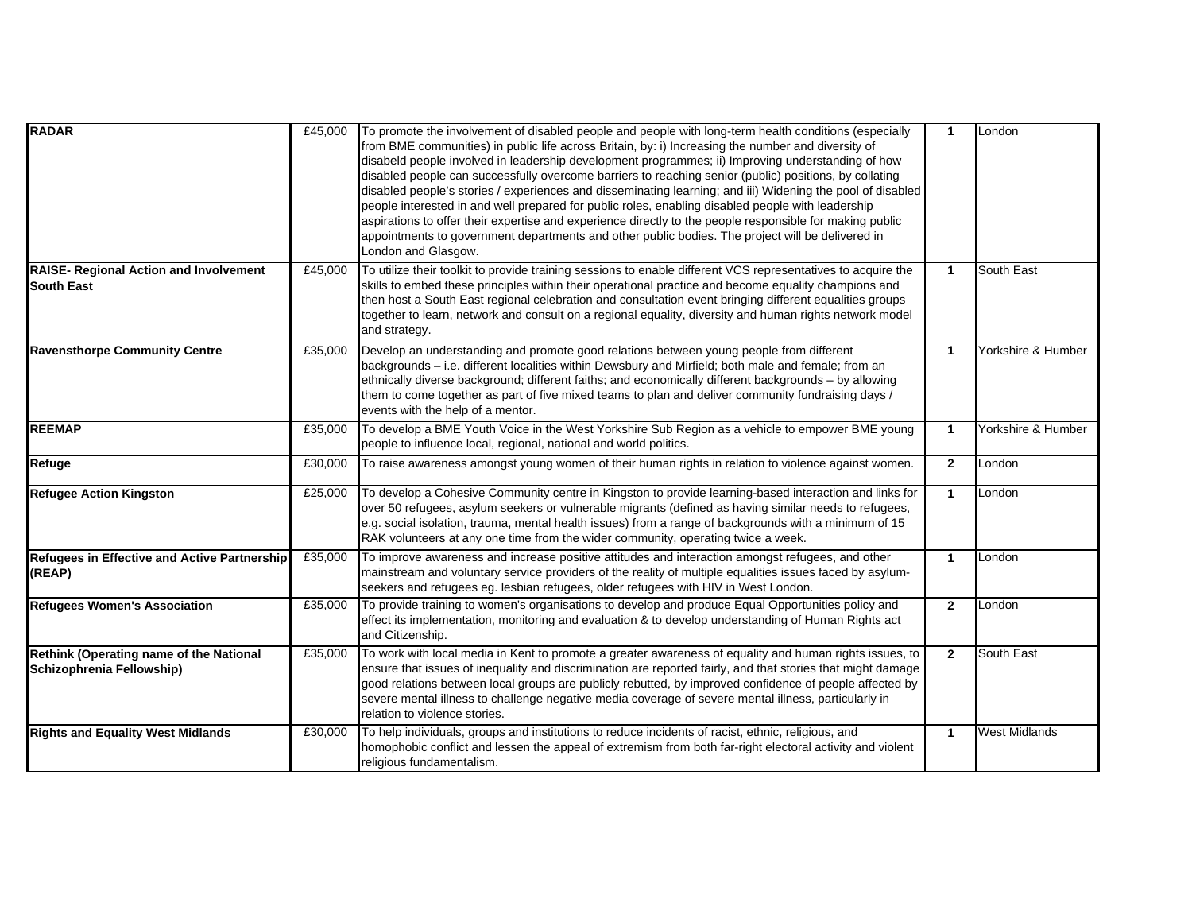| | | | | |
|---|---|---|---|---|
| **RADAR** | £45,000 | To promote the involvement of disabled people and people with long-term health conditions (especially from BME communities) in public life across Britain, by: i) Increasing the number and diversity of disabeld people involved in leadership development programmes; ii) Improving understanding of how disabled people can successfully overcome barriers to reaching senior (public) positions, by collating disabled people's stories / experiences and disseminating learning; and iii) Widening the pool of disabled people interested in and well prepared for public roles, enabling disabled people with leadership aspirations to offer their expertise and experience directly to the people responsible for making public appointments to government departments and other public bodies. The project will be delivered in London and Glasgow. | **1** | London |
| **RAISE- Regional Action and Involvement South East** | £45,000 | To utilize their toolkit to provide training sessions to enable different VCS representatives to acquire the skills to embed these principles within their operational practice and become equality champions and then host a South East regional celebration and consultation event bringing different equalities groups together to learn, network and consult on a regional equality, diversity and human rights network model and strategy. | **1** | South East |
| **Ravensthorpe Community Centre** | £35,000 | Develop an understanding and promote good relations between young people from different backgrounds – i.e. different localities within Dewsbury and Mirfield; both male and female; from an ethnically diverse background; different faiths; and economically different backgrounds – by allowing them to come together as part of five mixed teams to plan and deliver community fundraising days / events with the help of a mentor. | **1** | Yorkshire & Humber |
| **REEMAP** | £35,000 | To develop a BME Youth Voice in the West Yorkshire Sub Region as a vehicle to empower BME young people to influence local, regional, national and world politics. | **1** | Yorkshire & Humber |
| **Refuge** | £30,000 | To raise awareness amongst young women of their human rights in relation to violence against women. | **2** | London |
| **Refugee Action Kingston** | £25,000 | To develop a Cohesive Community centre in Kingston to provide learning-based interaction and links for over 50 refugees, asylum seekers or vulnerable migrants (defined as having similar needs to refugees, e.g. social isolation, trauma, mental health issues) from a range of backgrounds with a minimum of 15 RAK volunteers at any one time from the wider community, operating twice a week. | **1** | London |
| **Refugees in Effective and Active Partnership (REAP)** | £35,000 | To improve awareness and increase positive attitudes and interaction amongst refugees, and other mainstream and voluntary service providers of the reality of multiple equalities issues faced by asylum-seekers and refugees eg. lesbian refugees, older refugees with HIV in West London. | **1** | London |
| **Refugees Women's Association** | £35,000 | To provide training to women's organisations to develop and produce Equal Opportunities policy and effect its implementation, monitoring and evaluation & to develop understanding of Human Rights act and Citizenship. | **2** | London |
| **Rethink (Operating name of the National Schizophrenia Fellowship)** | £35,000 | To work with local media in Kent to promote a greater awareness of equality and human rights issues, to ensure that issues of inequality and discrimination are reported fairly, and that stories that might damage good relations between local groups are publicly rebutted, by improved confidence of people affected by severe mental illness to challenge negative media coverage of severe mental illness, particularly in relation to violence stories. | **2** | South East |
| **Rights and Equality West Midlands** | £30,000 | To help individuals, groups and institutions to reduce incidents of racist, ethnic, religious, and homophobic conflict and lessen the appeal of extremism from both far-right electoral activity and violent religious fundamentalism. | **1** | West Midlands |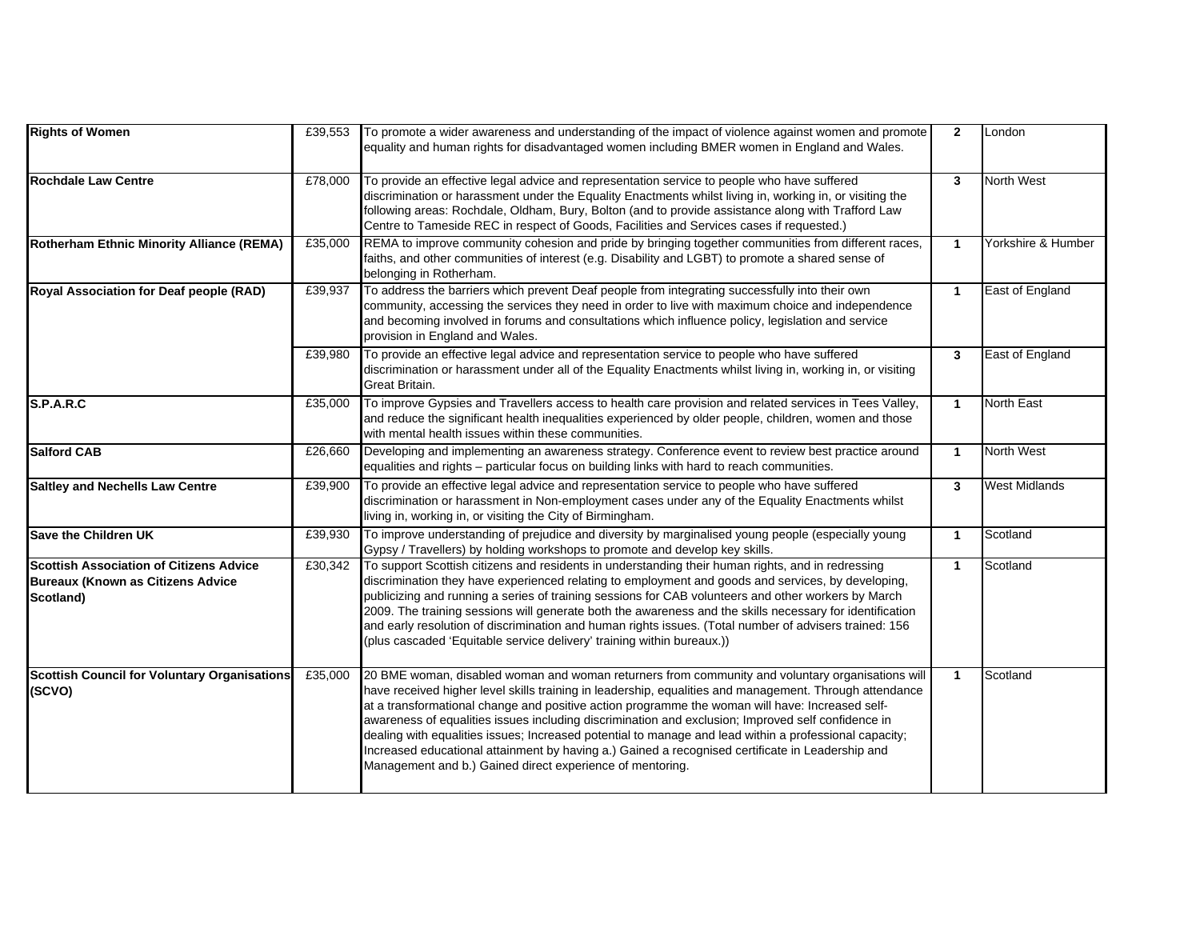| | | | | |
|---|---|---|---|---|
| **Rights of Women** | £39,553 | To promote a wider awareness and understanding of the impact of violence against women and promote equality and human rights for disadvantaged women including BMER women in England and Wales. | 2 | London |
| **Rochdale Law Centre** | £78,000 | To provide an effective legal advice and representation service to people who have suffered discrimination or harassment under the Equality Enactments whilst living in, working in, or visiting the following areas: Rochdale, Oldham, Bury, Bolton (and to provide assistance along with Trafford Law Centre to Tameside REC in respect of Goods, Facilities and Services cases if requested.) | 3 | North West |
| **Rotherham Ethnic Minority Alliance (REMA)** | £35,000 | REMA to improve community cohesion and pride by bringing together communities from different races, faiths, and other communities of interest (e.g. Disability and LGBT) to promote a shared sense of belonging in Rotherham. | 1 | Yorkshire & Humber |
| **Royal Association for Deaf people (RAD)** | £39,937 | To address the barriers which prevent Deaf people from integrating successfully into their own community, accessing the services they need in order to live with maximum choice and independence and becoming involved in forums and consultations which influence policy, legislation and service provision in England and Wales. | 1 | East of England |
| | £39,980 | To provide an effective legal advice and representation service to people who have suffered discrimination or harassment under all of the Equality Enactments whilst living in, working in, or visiting Great Britain. | 3 | East of England |
| **S.P.A.R.C** | £35,000 | To improve Gypsies and Travellers access to health care provision and related services in Tees Valley, and reduce the significant health inequalities experienced by older people, children, women and those with mental health issues within these communities. | 1 | North East |
| **Salford CAB** | £26,660 | Developing and implementing an awareness strategy. Conference event to review best practice around equalities and rights – particular focus on building links with hard to reach communities. | 1 | North West |
| **Saltley and Nechells Law Centre** | £39,900 | To provide an effective legal advice and representation service to people who have suffered discrimination or harassment in Non-employment cases under any of the Equality Enactments whilst living in, working in, or visiting the City of Birmingham. | 3 | West Midlands |
| **Save the Children UK** | £39,930 | To improve understanding of prejudice and diversity by marginalised young people (especially young Gypsy / Travellers) by holding workshops to promote and develop key skills. | 1 | Scotland |
| **Scottish Association of Citizens Advice Bureaux (Known as Citizens Advice Scotland)** | £30,342 | To support Scottish citizens and residents in understanding their human rights, and in redressing discrimination they have experienced relating to employment and goods and services, by developing, publicizing and running a series of training sessions for CAB volunteers and other workers by March 2009. The training sessions will generate both the awareness and the skills necessary for identification and early resolution of discrimination and human rights issues. (Total number of advisers trained: 156 (plus cascaded 'Equitable service delivery' training within bureaux.)) | 1 | Scotland |
| **Scottish Council for Voluntary Organisations (SCVO)** | £35,000 | 20 BME woman, disabled woman and woman returners from community and voluntary organisations will have received higher level skills training in leadership, equalities and management. Through attendance at a transformational change and positive action programme the woman will have: Increased self-awareness of equalities issues including discrimination and exclusion; Improved self confidence in dealing with equalities issues; Increased potential to manage and lead within a professional capacity; Increased educational attainment by having a.) Gained a recognised certificate in Leadership and Management and b.) Gained direct experience of mentoring. | 1 | Scotland |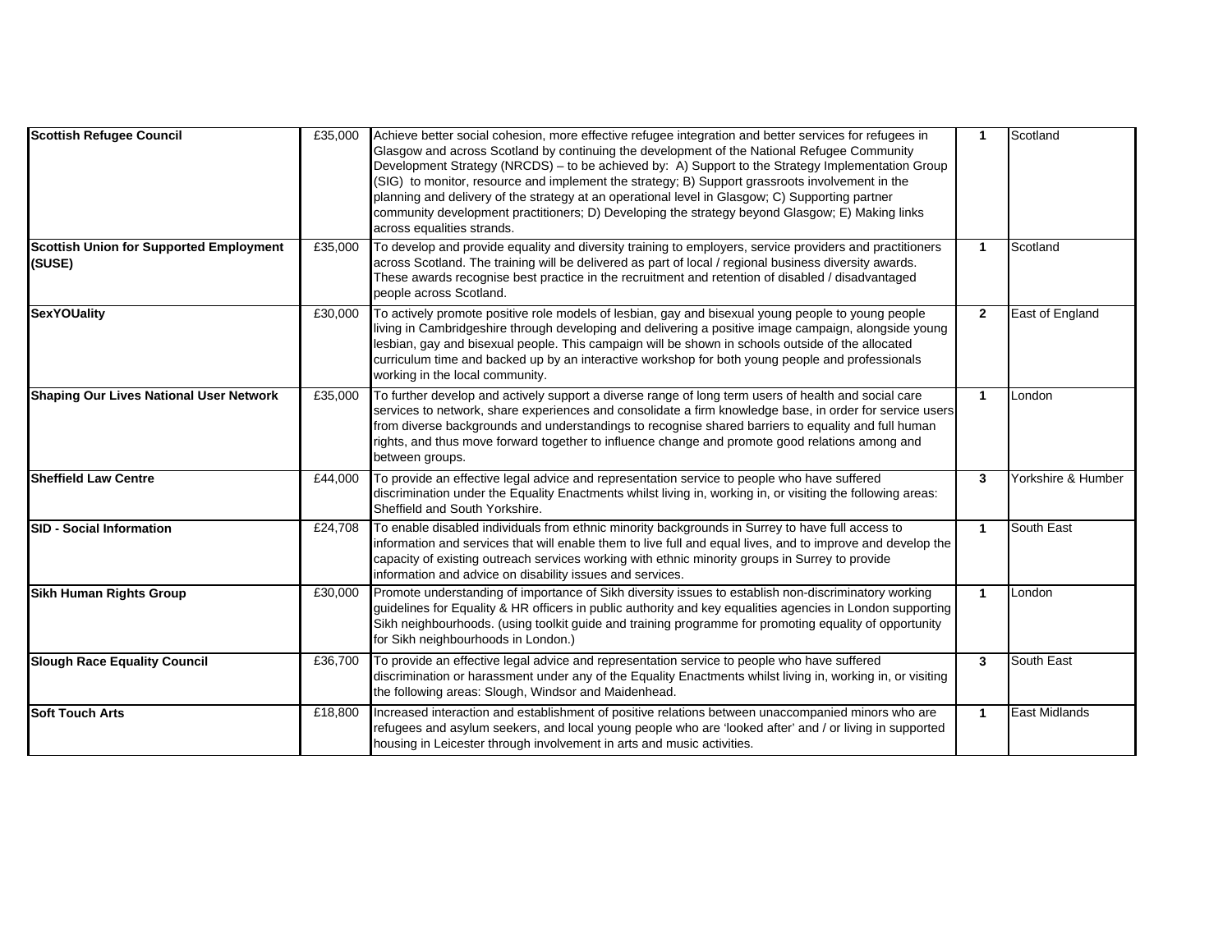| | | | | |
|---|---|---|---|---|
| **Scottish Refugee Council** | £35,000 | Achieve better social cohesion, more effective refugee integration and better services for refugees in Glasgow and across Scotland by continuing the development of the National Refugee Community Development Strategy (NRCDS) – to be achieved by: A) Support to the Strategy Implementation Group (SIG) to monitor, resource and implement the strategy; B) Support grassroots involvement in the planning and delivery of the strategy at an operational level in Glasgow; C) Supporting partner community development practitioners; D) Developing the strategy beyond Glasgow; E) Making links across equalities strands. | **1** | Scotland |
| **Scottish Union for Supported Employment (SUSE)** | £35,000 | To develop and provide equality and diversity training to employers, service providers and practitioners across Scotland. The training will be delivered as part of local / regional business diversity awards. These awards recognise best practice in the recruitment and retention of disabled / disadvantaged people across Scotland. | **1** | Scotland |
| **SexYOUality** | £30,000 | To actively promote positive role models of lesbian, gay and bisexual young people to young people living in Cambridgeshire through developing and delivering a positive image campaign, alongside young lesbian, gay and bisexual people. This campaign will be shown in schools outside of the allocated curriculum time and backed up by an interactive workshop for both young people and professionals working in the local community. | **2** | East of England |
| **Shaping Our Lives National User Network** | £35,000 | To further develop and actively support a diverse range of long term users of health and social care services to network, share experiences and consolidate a firm knowledge base, in order for service users from diverse backgrounds and understandings to recognise shared barriers to equality and full human rights, and thus move forward together to influence change and promote good relations among and between groups. | **1** | London |
| **Sheffield Law Centre** | £44,000 | To provide an effective legal advice and representation service to people who have suffered discrimination under the Equality Enactments whilst living in, working in, or visiting the following areas: Sheffield and South Yorkshire. | **3** | Yorkshire & Humber |
| **SID - Social Information** | £24,708 | To enable disabled individuals from ethnic minority backgrounds in Surrey to have full access to information and services that will enable them to live full and equal lives, and to improve and develop the capacity of existing outreach services working with ethnic minority groups in Surrey to provide information and advice on disability issues and services. | **1** | South East |
| **Sikh Human Rights Group** | £30,000 | Promote understanding of importance of Sikh diversity issues to establish non-discriminatory working guidelines for Equality & HR officers in public authority and key equalities agencies in London supporting Sikh neighbourhoods. (using toolkit guide and training programme for promoting equality of opportunity for Sikh neighbourhoods in London.) | **1** | London |
| **Slough Race Equality Council** | £36,700 | To provide an effective legal advice and representation service to people who have suffered discrimination or harassment under any of the Equality Enactments whilst living in, working in, or visiting the following areas: Slough, Windsor and Maidenhead. | **3** | South East |
| **Soft Touch Arts** | £18,800 | Increased interaction and establishment of positive relations between unaccompanied minors who are refugees and asylum seekers, and local young people who are 'looked after' and / or living in supported housing in Leicester through involvement in arts and music activities. | **1** | East Midlands |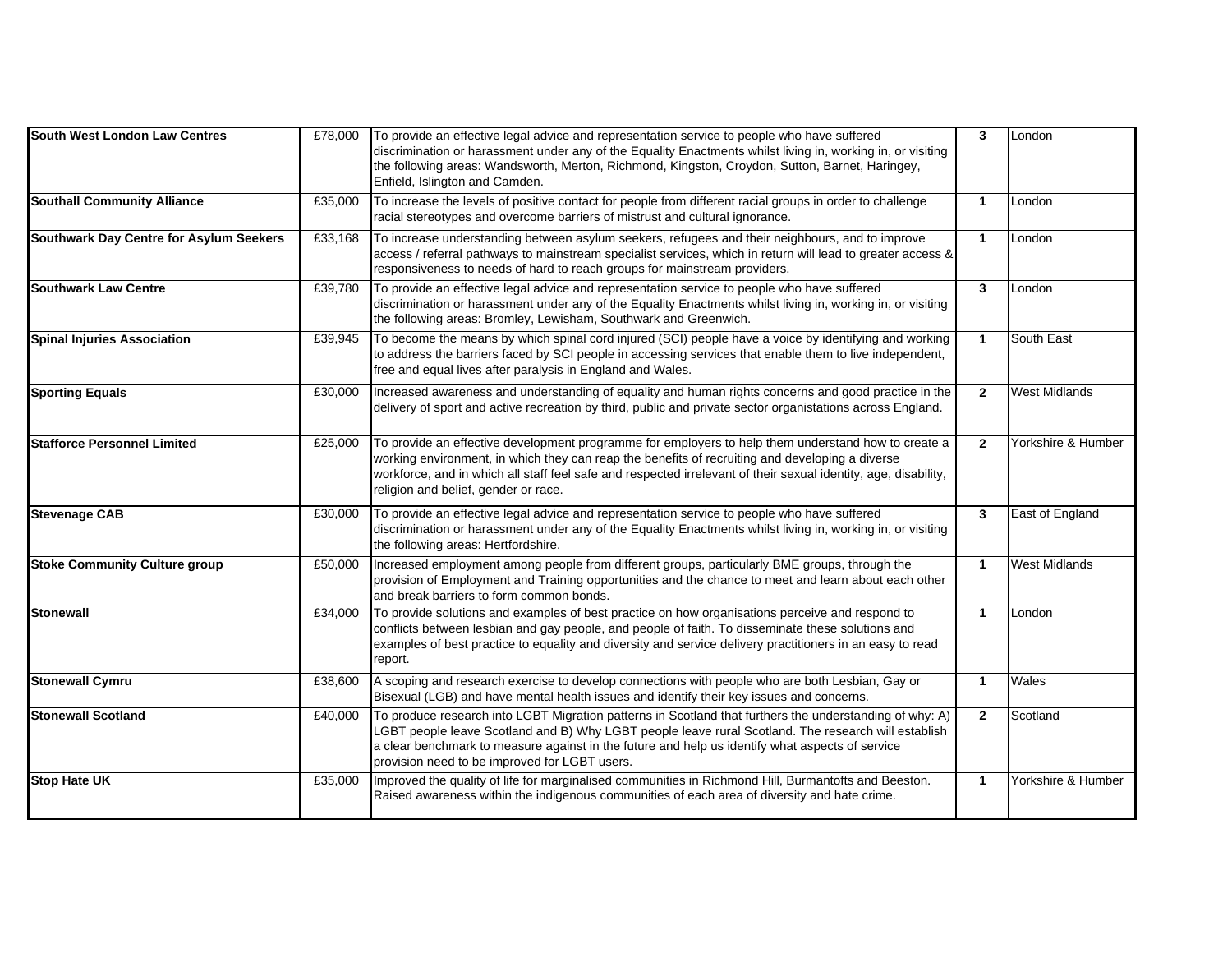| | | | | |
|---|---|---|---|---|
| **South West London Law Centres** | £78,000 | To provide an effective legal advice and representation service to people who have suffered discrimination or harassment under any of the Equality Enactments whilst living in, working in, or visiting the following areas: Wandsworth, Merton, Richmond, Kingston, Croydon, Sutton, Barnet, Haringey, Enfield, Islington and Camden. | **3** | London |
| **Southall Community Alliance** | £35,000 | To increase the levels of positive contact for people from different racial groups in order to challenge racial stereotypes and overcome barriers of mistrust and cultural ignorance. | **1** | London |
| **Southwark Day Centre for Asylum Seekers** | £33,168 | To increase understanding between asylum seekers, refugees and their neighbours, and to improve access / referral pathways to mainstream specialist services, which in return will lead to greater access & responsiveness to needs of hard to reach groups for mainstream providers. | **1** | London |
| **Southwark Law Centre** | £39,780 | To provide an effective legal advice and representation service to people who have suffered discrimination or harassment under any of the Equality Enactments whilst living in, working in, or visiting the following areas: Bromley, Lewisham, Southwark and Greenwich. | **3** | London |
| **Spinal Injuries Association** | £39,945 | To become the means by which spinal cord injured (SCI) people have a voice by identifying and working to address the barriers faced by SCI people in accessing services that enable them to live independent, free and equal lives after paralysis in England and Wales. | **1** | South East |
| **Sporting Equals** | £30,000 | Increased awareness and understanding of equality and human rights concerns and good practice in the delivery of sport and active recreation by third, public and private sector organistations across England. | **2** | West Midlands |
| **Stafforce Personnel Limited** | £25,000 | To provide an effective development programme for employers to help them understand how to create a working environment, in which they can reap the benefits of recruiting and developing a diverse workforce, and in which all staff feel safe and respected irrelevant of their sexual identity, age, disability, religion and belief, gender or race. | **2** | Yorkshire & Humber |
| **Stevenage CAB** | £30,000 | To provide an effective legal advice and representation service to people who have suffered discrimination or harassment under any of the Equality Enactments whilst living in, working in, or visiting the following areas: Hertfordshire. | **3** | East of England |
| **Stoke Community Culture group** | £50,000 | Increased employment among people from different groups, particularly BME groups, through the provision of Employment and Training opportunities and the chance to meet and learn about each other and break barriers to form common bonds. | **1** | West Midlands |
| **Stonewall** | £34,000 | To provide solutions and examples of best practice on how organisations perceive and respond to conflicts between lesbian and gay people, and people of faith. To disseminate these solutions and examples of best practice to equality and diversity and service delivery practitioners in an easy to read report. | **1** | London |
| **Stonewall Cymru** | £38,600 | A scoping and research exercise to develop connections with people who are both Lesbian, Gay or Bisexual (LGB) and have mental health issues and identify their key issues and concerns. | **1** | Wales |
| **Stonewall Scotland** | £40,000 | To produce research into LGBT Migration patterns in Scotland that furthers the understanding of why: A) LGBT people leave Scotland and B) Why LGBT people leave rural Scotland. The research will establish a clear benchmark to measure against in the future and help us identify what aspects of service provision need to be improved for LGBT users. | **2** | Scotland |
| **Stop Hate UK** | £35,000 | Improved the quality of life for marginalised communities in Richmond Hill, Burmantofts and Beeston. Raised awareness within the indigenous communities of each area of diversity and hate crime. | **1** | Yorkshire & Humber |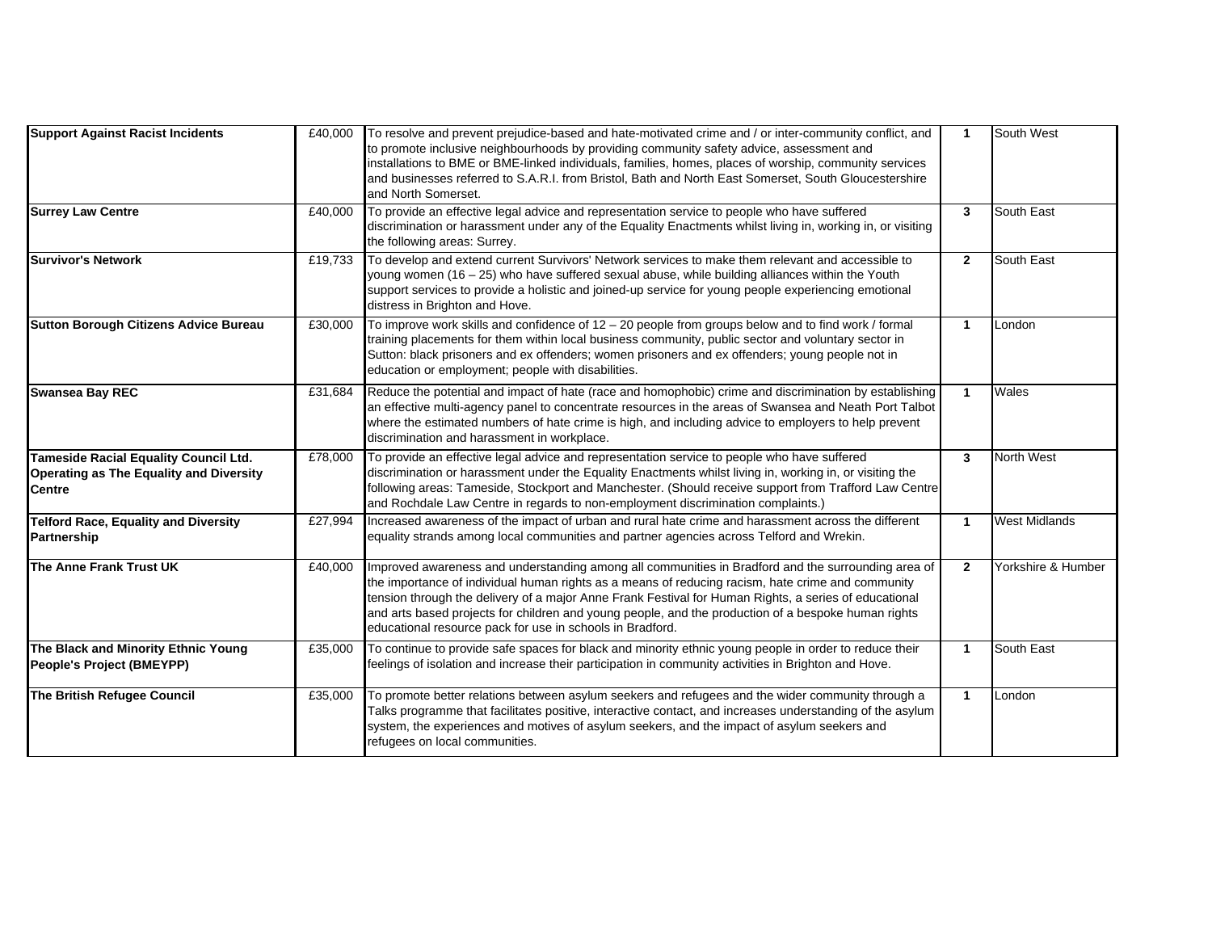| | | | | |
|---|---|---|---|---|
| **Support Against Racist Incidents** | £40,000 | To resolve and prevent prejudice-based and hate-motivated crime and / or inter-community conflict, and to promote inclusive neighbourhoods by providing community safety advice, assessment and installations to BME or BME-linked individuals, families, homes, places of worship, community services and businesses referred to S.A.R.I. from Bristol, Bath and North East Somerset, South Gloucestershire and North Somerset. | **1** | South West |
| **Surrey Law Centre** | £40,000 | To provide an effective legal advice and representation service to people who have suffered discrimination or harassment under any of the Equality Enactments whilst living in, working in, or visiting the following areas: Surrey. | **3** | South East |
| **Survivor's Network** | £19,733 | To develop and extend current Survivors' Network services to make them relevant and accessible to young women (16 – 25) who have suffered sexual abuse, while building alliances within the Youth support services to provide a holistic and joined-up service for young people experiencing emotional distress in Brighton and Hove. | **2** | South East |
| **Sutton Borough Citizens Advice Bureau** | £30,000 | To improve work skills and confidence of 12 – 20 people from groups below and to find work / formal training placements for them within local business community, public sector and voluntary sector in Sutton: black prisoners and ex offenders; women prisoners and ex offenders; young people not in education or employment; people with disabilities. | **1** | London |
| **Swansea Bay REC** | £31,684 | Reduce the potential and impact of hate (race and homophobic) crime and discrimination by establishing an effective multi-agency panel to concentrate resources in the areas of Swansea and Neath Port Talbot where the estimated numbers of hate crime is high, and including advice to employers to help prevent discrimination and harassment in workplace. | **1** | Wales |
| **Tameside Racial Equality Council Ltd. Operating as The Equality and Diversity Centre** | £78,000 | To provide an effective legal advice and representation service to people who have suffered discrimination or harassment under the Equality Enactments whilst living in, working in, or visiting the following areas: Tameside, Stockport and Manchester. (Should receive support from Trafford Law Centre and Rochdale Law Centre in regards to non-employment discrimination complaints.) | **3** | North West |
| **Telford Race, Equality and Diversity Partnership** | £27,994 | Increased awareness of the impact of urban and rural hate crime and harassment across the different equality strands among local communities and partner agencies across Telford and Wrekin. | **1** | West Midlands |
| **The Anne Frank Trust UK** | £40,000 | Improved awareness and understanding among all communities in Bradford and the surrounding area of the importance of individual human rights as a means of reducing racism, hate crime and community tension through the delivery of a major Anne Frank Festival for Human Rights, a series of educational and arts based projects for children and young people, and the production of a bespoke human rights educational resource pack for use in schools in Bradford. | **2** | Yorkshire & Humber |
| **The Black and Minority Ethnic Young People's Project (BMEYPP)** | £35,000 | To continue to provide safe spaces for black and minority ethnic young people in order to reduce their feelings of isolation and increase their participation in community activities in Brighton and Hove. | **1** | South East |
| **The British Refugee Council** | £35,000 | To promote better relations between asylum seekers and refugees and the wider community through a Talks programme that facilitates positive, interactive contact, and increases understanding of the asylum system, the experiences and motives of asylum seekers, and the impact of asylum seekers and refugees on local communities. | **1** | London |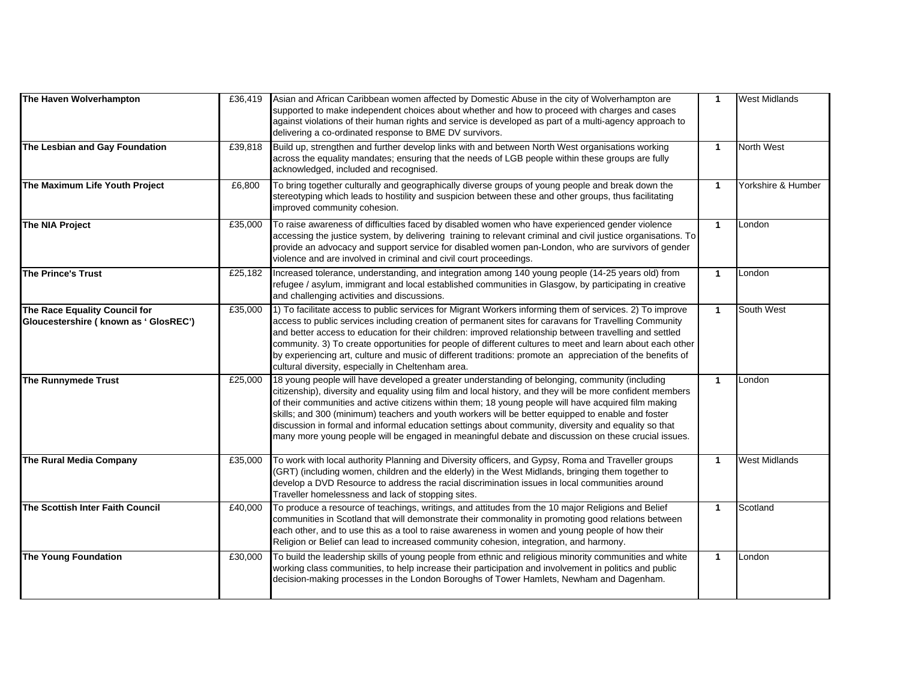| | | | | |
|---|---|---|---|---|
| **The Haven Wolverhampton** | £36,419 | Asian and African Caribbean women affected by Domestic Abuse in the city of Wolverhampton are supported to make independent choices about whether and how to proceed with charges and cases against violations of their human rights and service is developed as part of a multi-agency approach to delivering a co-ordinated response to BME DV survivors. | **1** | West Midlands |
| **The Lesbian and Gay Foundation** | £39,818 | Build up, strengthen and further develop links with and between North West organisations working across the equality mandates; ensuring that the needs of LGB people within these groups are fully acknowledged, included and recognised. | **1** | North West |
| **The Maximum Life Youth Project** | £6,800 | To bring together culturally and geographically diverse groups of young people and break down the stereotyping which leads to hostility and suspicion between these and other groups, thus facilitating improved community cohesion. | **1** | Yorkshire & Humber |
| **The NIA Project** | £35,000 | To raise awareness of difficulties faced by disabled women who have experienced gender violence accessing the justice system, by delivering training to relevant criminal and civil justice organisations. To provide an advocacy and support service for disabled women pan-London, who are survivors of gender violence and are involved in criminal and civil court proceedings. | **1** | London |
| **The Prince's Trust** | £25,182 | Increased tolerance, understanding, and integration among 140 young people (14-25 years old) from refugee / asylum, immigrant and local established communities in Glasgow, by participating in creative and challenging activities and discussions. | **1** | London |
| **The Race Equality Council for Gloucestershire ( known as ' GlosREC')** | £35,000 | 1) To facilitate access to public services for Migrant Workers informing them of services. 2) To improve access to public services including creation of permanent sites for caravans for Travelling Community and better access to education for their children: improved relationship between travelling and settled community. 3) To create opportunities for people of different cultures to meet and learn about each other by experiencing art, culture and music of different traditions: promote an appreciation of the benefits of cultural diversity, especially in Cheltenham area. | **1** | South West |
| **The Runnymede Trust** | £25,000 | 18 young people will have developed a greater understanding of belonging, community (including citizenship), diversity and equality using film and local history, and they will be more confident members of their communities and active citizens within them; 18 young people will have acquired film making skills; and 300 (minimum) teachers and youth workers will be better equipped to enable and foster discussion in formal and informal education settings about community, diversity and equality so that many more young people will be engaged in meaningful debate and discussion on these crucial issues. | **1** | London |
| **The Rural Media Company** | £35,000 | To work with local authority Planning and Diversity officers, and Gypsy, Roma and Traveller groups (GRT) (including women, children and the elderly) in the West Midlands, bringing them together to develop a DVD Resource to address the racial discrimination issues in local communities around Traveller homelessness and lack of stopping sites. | **1** | West Midlands |
| **The Scottish Inter Faith Council** | £40,000 | To produce a resource of teachings, writings, and attitudes from the 10 major Religions and Belief communities in Scotland that will demonstrate their commonality in promoting good relations between each other, and to use this as a tool to raise awareness in women and young people of how their Religion or Belief can lead to increased community cohesion, integration, and harmony. | **1** | Scotland |
| **The Young Foundation** | £30,000 | To build the leadership skills of young people from ethnic and religious minority communities and white working class communities, to help increase their participation and involvement in politics and public decision-making processes in the London Boroughs of Tower Hamlets, Newham and Dagenham. | **1** | London |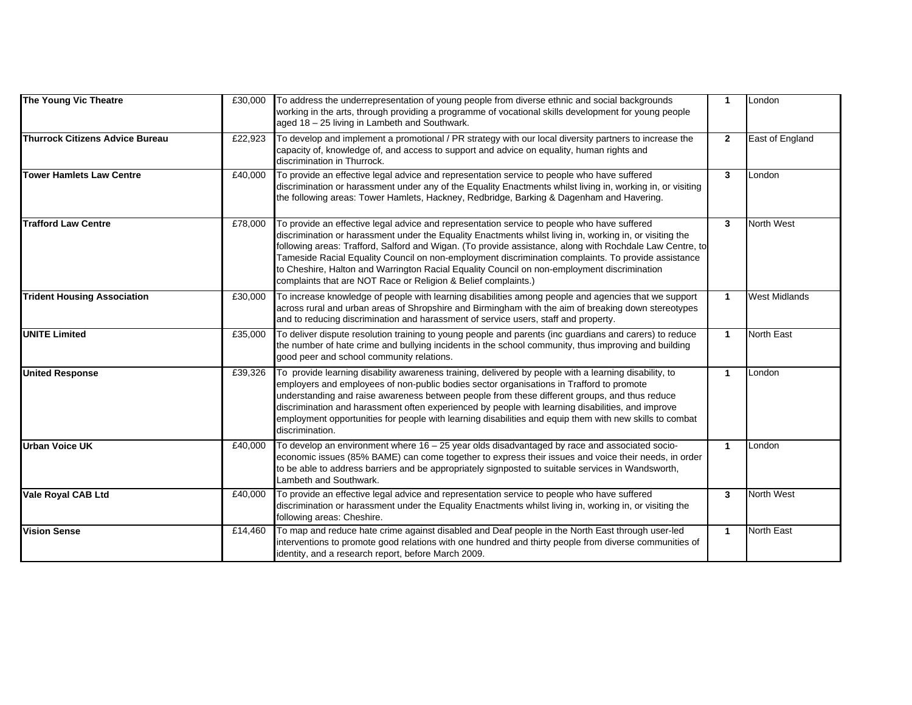| | | | | |
|---|---|---|---|---|
| **The Young Vic Theatre** | £30,000 | To address the underrepresentation of young people from diverse ethnic and social backgrounds working in the arts, through providing a programme of vocational skills development for young people aged 18 – 25 living in Lambeth and Southwark. | **1** | London |
| **Thurrock Citizens Advice Bureau** | £22,923 | To develop and implement a promotional / PR strategy with our local diversity partners to increase the capacity of, knowledge of, and access to support and advice on equality, human rights and discrimination in Thurrock. | **2** | East of England |
| **Tower Hamlets Law Centre** | £40,000 | To provide an effective legal advice and representation service to people who have suffered discrimination or harassment under any of the Equality Enactments whilst living in, working in, or visiting the following areas: Tower Hamlets, Hackney, Redbridge, Barking & Dagenham and Havering. | **3** | London |
| **Trafford Law Centre** | £78,000 | To provide an effective legal advice and representation service to people who have suffered discrimination or harassment under the Equality Enactments whilst living in, working in, or visiting the following areas: Trafford, Salford and Wigan. (To provide assistance, along with Rochdale Law Centre, to Tameside Racial Equality Council on non-employment discrimination complaints. To provide assistance to Cheshire, Halton and Warrington Racial Equality Council on non-employment discrimination complaints that are NOT Race or Religion & Belief complaints.) | **3** | North West |
| **Trident Housing Association** | £30,000 | To increase knowledge of people with learning disabilities among people and agencies that we support across rural and urban areas of Shropshire and Birmingham with the aim of breaking down stereotypes and to reducing discrimination and harassment of service users, staff and property. | **1** | West Midlands |
| **UNITE Limited** | £35,000 | To deliver dispute resolution training to young people and parents (inc guardians and carers) to reduce the number of hate crime and bullying incidents in the school community, thus improving and building good peer and school community relations. | **1** | North East |
| **United Response** | £39,326 | To provide learning disability awareness training, delivered by people with a learning disability, to employers and employees of non-public bodies sector organisations in Trafford to promote understanding and raise awareness between people from these different groups, and thus reduce discrimination and harassment often experienced by people with learning disabilities, and improve employment opportunities for people with learning disabilities and equip them with new skills to combat discrimination. | **1** | London |
| **Urban Voice UK** | £40,000 | To develop an environment where 16 – 25 year olds disadvantaged by race and associated socio-economic issues (85% BAME) can come together to express their issues and voice their needs, in order to be able to address barriers and be appropriately signposted to suitable services in Wandsworth, Lambeth and Southwark. | **1** | London |
| **Vale Royal CAB Ltd** | £40,000 | To provide an effective legal advice and representation service to people who have suffered discrimination or harassment under the Equality Enactments whilst living in, working in, or visiting the following areas: Cheshire. | **3** | North West |
| **Vision Sense** | £14,460 | To map and reduce hate crime against disabled and Deaf people in the North East through user-led interventions to promote good relations with one hundred and thirty people from diverse communities of identity, and a research report, before March 2009. | **1** | North East |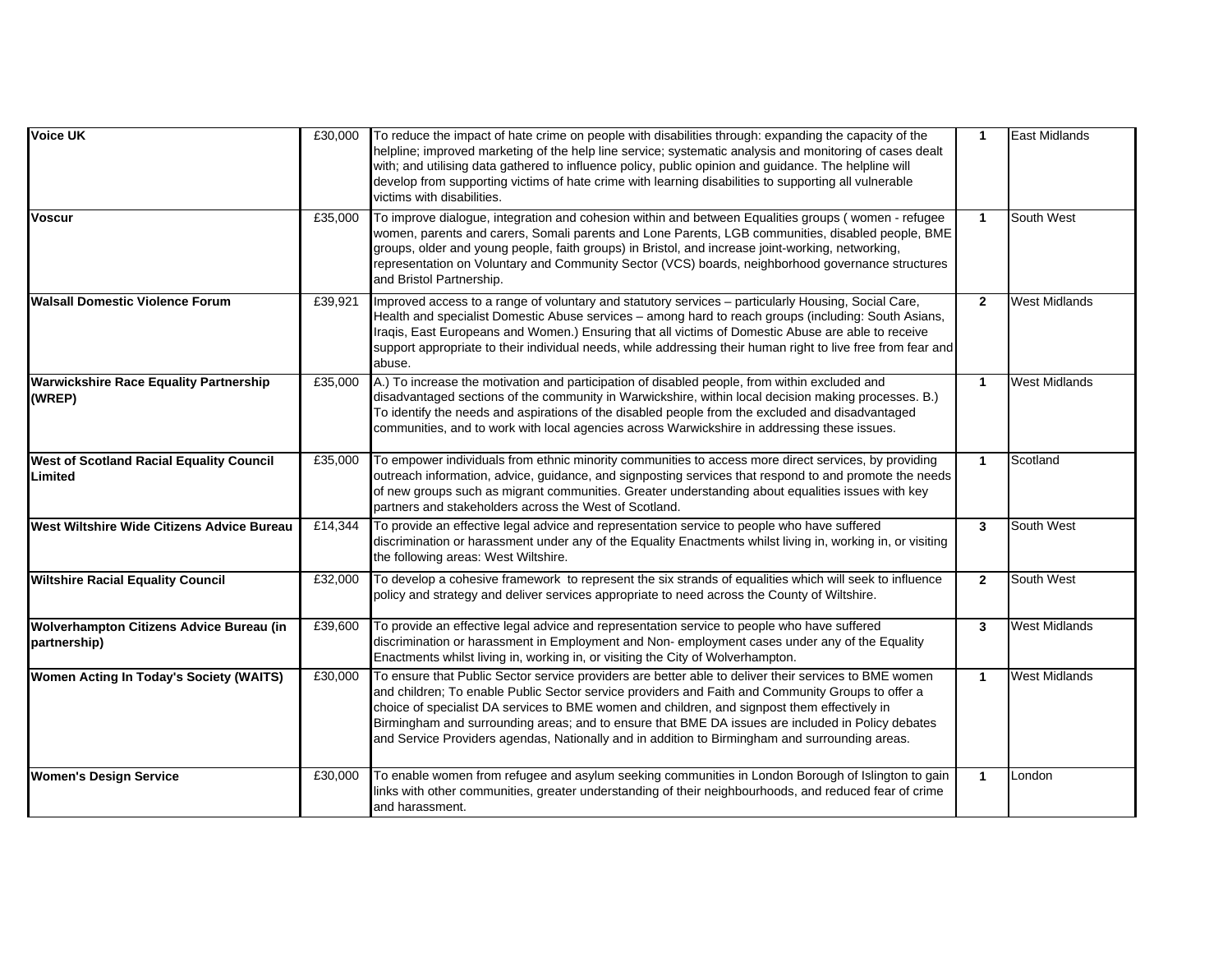| | | | | |
|---|---|---|---|---|
| **Voice UK** | £30,000 | To reduce the impact of hate crime on people with disabilities through: expanding the capacity of the helpline; improved marketing of the help line service; systematic analysis and monitoring of cases dealt with; and utilising data gathered to influence policy, public opinion and guidance. The helpline will develop from supporting victims of hate crime with learning disabilities to supporting all vulnerable victims with disabilities. | **1** | East Midlands |
| **Voscur** | £35,000 | To improve dialogue, integration and cohesion within and between Equalities groups ( women - refugee women, parents and carers, Somali parents and Lone Parents, LGB communities, disabled people, BME groups, older and young people, faith groups) in Bristol, and increase joint-working, networking, representation on Voluntary and Community Sector (VCS) boards, neighborhood governance structures and Bristol Partnership. | **1** | South West |
| **Walsall Domestic Violence Forum** | £39,921 | Improved access to a range of voluntary and statutory services – particularly Housing, Social Care, Health and specialist Domestic Abuse services – among hard to reach groups (including: South Asians, Iraqis, East Europeans and Women.) Ensuring that all victims of Domestic Abuse are able to receive support appropriate to their individual needs, while addressing their human right to live free from fear and abuse. | **2** | West Midlands |
| **Warwickshire Race Equality Partnership (WREP)** | £35,000 | A.) To increase the motivation and participation of disabled people, from within excluded and disadvantaged sections of the community in Warwickshire, within local decision making processes. B.) To identify the needs and aspirations of the disabled people from the excluded and disadvantaged communities, and to work with local agencies across Warwickshire in addressing these issues. | **1** | West Midlands |
| **West of Scotland Racial Equality Council Limited** | £35,000 | To empower individuals from ethnic minority communities to access more direct services, by providing outreach information, advice, guidance, and signposting services that respond to and promote the needs of new groups such as migrant communities. Greater understanding about equalities issues with key partners and stakeholders across the West of Scotland. | **1** | Scotland |
| **West Wiltshire Wide Citizens Advice Bureau** | £14,344 | To provide an effective legal advice and representation service to people who have suffered discrimination or harassment under any of the Equality Enactments whilst living in, working in, or visiting the following areas: West Wiltshire. | **3** | South West |
| **Wiltshire Racial Equality Council** | £32,000 | To develop a cohesive framework to represent the six strands of equalities which will seek to influence policy and strategy and deliver services appropriate to need across the County of Wiltshire. | **2** | South West |
| **Wolverhampton Citizens Advice Bureau (in partnership)** | £39,600 | To provide an effective legal advice and representation service to people who have suffered discrimination or harassment in Employment and Non- employment cases under any of the Equality Enactments whilst living in, working in, or visiting the City of Wolverhampton. | **3** | West Midlands |
| **Women Acting In Today's Society (WAITS)** | £30,000 | To ensure that Public Sector service providers are better able to deliver their services to BME women and children; To enable Public Sector service providers and Faith and Community Groups to offer a choice of specialist DA services to BME women and children, and signpost them effectively in Birmingham and surrounding areas; and to ensure that BME DA issues are included in Policy debates and Service Providers agendas, Nationally and in addition to Birmingham and surrounding areas. | **1** | West Midlands |
| **Women's Design Service** | £30,000 | To enable women from refugee and asylum seeking communities in London Borough of Islington to gain links with other communities, greater understanding of their neighbourhoods, and reduced fear of crime and harassment. | **1** | London |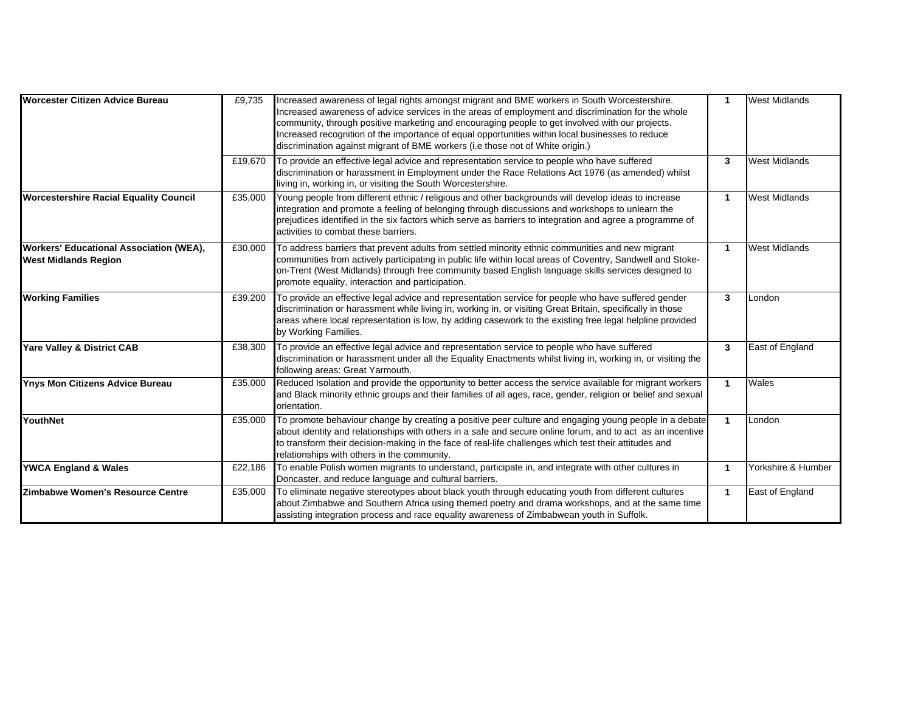| | | | | |
|---|---|---|---|---|
| **Worcester Citizen Advice Bureau** | £9,735 | Increased awareness of legal rights amongst migrant and BME workers in South Worcestershire. Increased awareness of advice services in the areas of employment and discrimination for the whole community, through positive marketing and encouraging people to get involved with our projects. Increased recognition of the importance of equal opportunities within local businesses to reduce discrimination against migrant of BME workers (i.e those not of White origin.) | **1** | West Midlands |
| | £19,670 | To provide an effective legal advice and representation service to people who have suffered discrimination or harassment in Employment under the Race Relations Act 1976 (as amended) whilst living in, working in, or visiting the South Worcestershire. | **3** | West Midlands |
| **Worcestershire Racial Equality Council** | £35,000 | Young people from different ethnic / religious and other backgrounds will develop ideas to increase integration and promote a feeling of belonging through discussions and workshops to unlearn the prejudices identified in the six factors which serve as barriers to integration and agree a programme of activities to combat these barriers. | **1** | West Midlands |
| **Workers' Educational Association (WEA), West Midlands Region** | £30,000 | To address barriers that prevent adults from settled minority ethnic communities and new migrant communities from actively participating in public life within local areas of Coventry, Sandwell and Stoke-on-Trent (West Midlands) through free community based English language skills services designed to promote equality, interaction and participation. | **1** | West Midlands |
| **Working Families** | £39,200 | To provide an effective legal advice and representation service for people who have suffered gender discrimination or harassment while living in, working in, or visiting Great Britain, specifically in those areas where local representation is low, by adding casework to the existing free legal helpline provided by Working Families. | **3** | London |
| **Yare Valley & District CAB** | £38,300 | To provide an effective legal advice and representation service to people who have suffered discrimination or harassment under all the Equality Enactments whilst living in, working in, or visiting the following areas: Great Yarmouth. | **3** | East of England |
| **Ynys Mon Citizens Advice Bureau** | £35,000 | Reduced Isolation and provide the opportunity to better access the service available for migrant workers and Black minority ethnic groups and their families of all ages, race, gender, religion or belief and sexual orientation. | **1** | Wales |
| **YouthNet** | £35,000 | To promote behaviour change by creating a positive peer culture and engaging young people in a debate about identity and relationships with others in a safe and secure online forum, and to act as an incentive to transform their decision-making in the face of real-life challenges which test their attitudes and relationships with others in the community. | **1** | London |
| **YWCA England & Wales** | £22,186 | To enable Polish women migrants to understand, participate in, and integrate with other cultures in Doncaster, and reduce language and cultural barriers. | **1** | Yorkshire & Humber |
| **Zimbabwe Women's Resource Centre** | £35,000 | To eliminate negative stereotypes about black youth through educating youth from different cultures about Zimbabwe and Southern Africa using themed poetry and drama workshops, and at the same time assisting integration process and race equality awareness of Zimbabwean youth in Suffolk. | **1** | East of England |